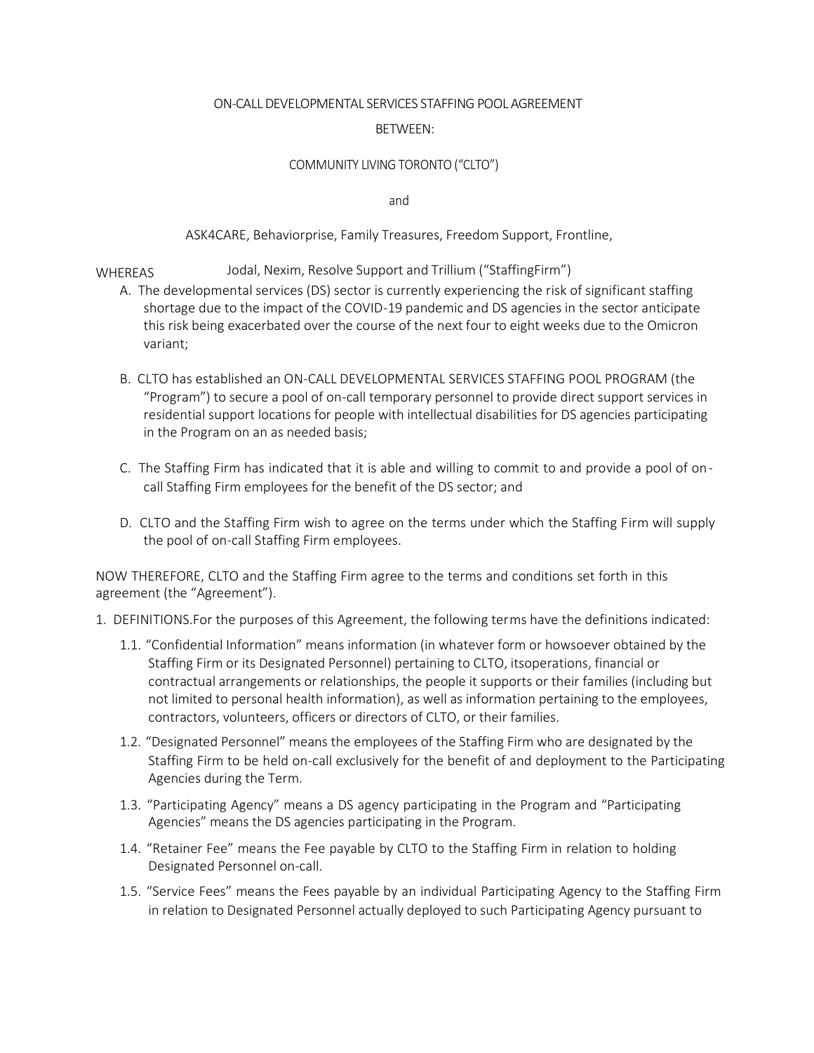ON-CALL DEVELOPMENTAL SERVICES STAFFING POOL AGREEMENT

BETWEEN:

COMMUNITY LIVING TORONTO ("CLTO")

and

ASK4CARE, Behaviorprise, Family Treasures, Freedom Support, Frontline,

Jodal, Nexim, Resolve Support and Trillium ("StaffingFirm")

WHEREAS

A. The developmental services (DS) sector is currently experiencing the risk of significant staffing shortage due to the impact of the COVID-19 pandemic and DS agencies in the sector anticipate this risk being exacerbated over the course of the next four to eight weeks due to the Omicron variant;

B. CLTO has established an ON-CALL DEVELOPMENTAL SERVICES STAFFING POOL PROGRAM (the "Program") to secure a pool of on-call temporary personnel to provide direct support services in residential support locations for people with intellectual disabilities for DS agencies participating in the Program on an as needed basis;

C. The Staffing Firm has indicated that it is able and willing to commit to and provide a pool of on-call Staffing Firm employees for the benefit of the DS sector; and

D. CLTO and the Staffing Firm wish to agree on the terms under which the Staffing Firm will supply the pool of on-call Staffing Firm employees.

NOW THEREFORE, CLTO and the Staffing Firm agree to the terms and conditions set forth in this agreement (the "Agreement").

1. DEFINITIONS.For the purposes of this Agreement, the following terms have the definitions indicated:
   - 1.1. "Confidential Information" means information (in whatever form or howsoever obtained by the Staffing Firm or its Designated Personnel) pertaining to CLTO, itsoperations, financial or contractual arrangements or relationships, the people it supports or their families (including but not limited to personal health information), as well as information pertaining to the employees, contractors, volunteers, officers or directors of CLTO, or their families.
   - 1.2. "Designated Personnel" means the employees of the Staffing Firm who are designated by the Staffing Firm to be held on-call exclusively for the benefit of and deployment to the Participating Agencies during the Term.
   - 1.3. "Participating Agency" means a DS agency participating in the Program and "Participating Agencies" means the DS agencies participating in the Program.
   - 1.4. "Retainer Fee" means the Fee payable by CLTO to the Staffing Firm in relation to holding Designated Personnel on-call.
   - 1.5. "Service Fees" means the Fees payable by an individual Participating Agency to the Staffing Firm in relation to Designated Personnel actually deployed to such Participating Agency pursuant to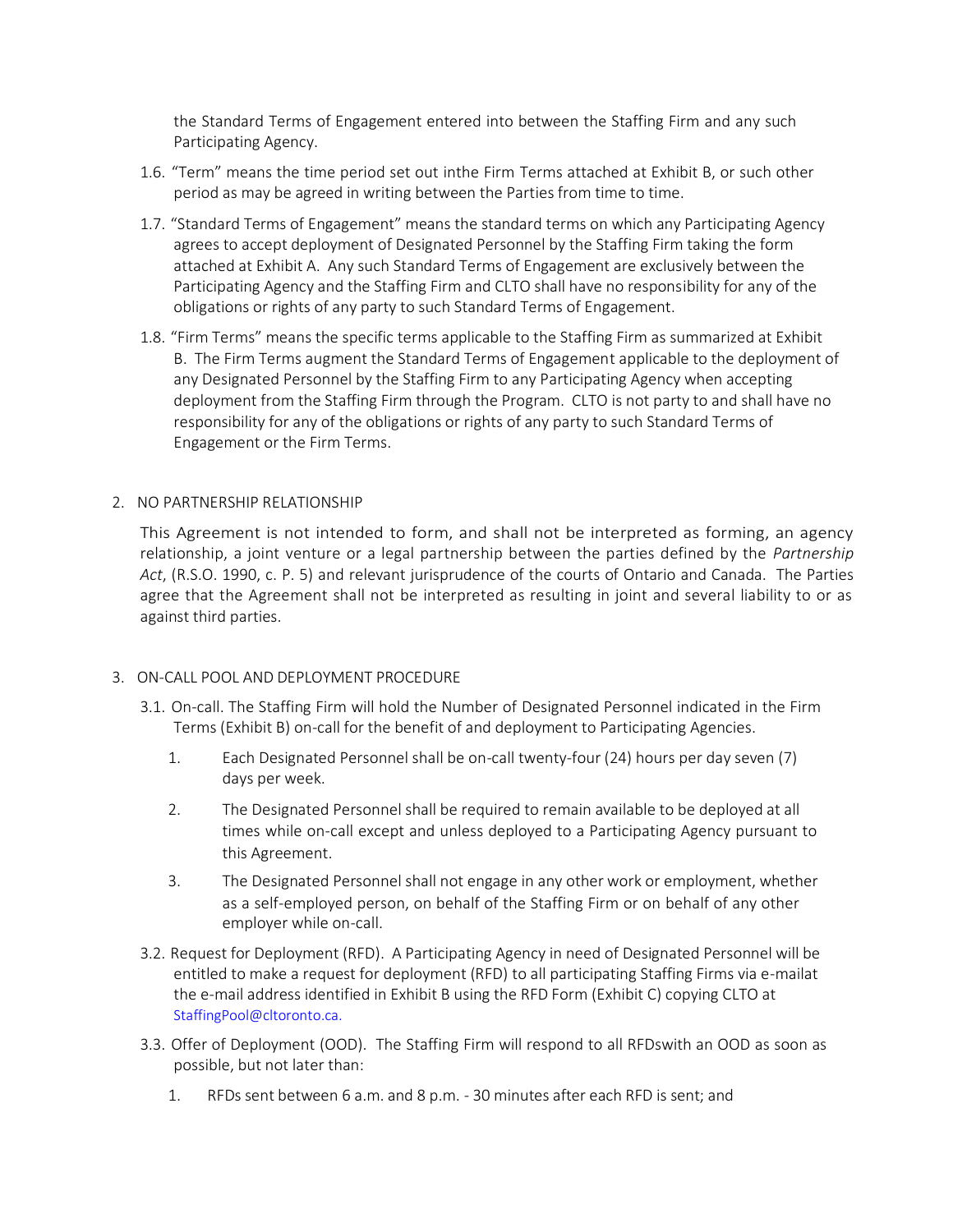the Standard Terms of Engagement entered into between the Staffing Firm and any such Participating Agency.

1.6. "Term" means the time period set out inthe Firm Terms attached at Exhibit B, or such other period as may be agreed in writing between the Parties from time to time.

1.7. "Standard Terms of Engagement" means the standard terms on which any Participating Agency agrees to accept deployment of Designated Personnel by the Staffing Firm taking the form attached at Exhibit A. Any such Standard Terms of Engagement are exclusively between the Participating Agency and the Staffing Firm and CLTO shall have no responsibility for any of the obligations or rights of any party to such Standard Terms of Engagement.

1.8. "Firm Terms" means the specific terms applicable to the Staffing Firm as summarized at Exhibit B. The Firm Terms augment the Standard Terms of Engagement applicable to the deployment of any Designated Personnel by the Staffing Firm to any Participating Agency when accepting deployment from the Staffing Firm through the Program. CLTO is not party to and shall have no responsibility for any of the obligations or rights of any party to such Standard Terms of Engagement or the Firm Terms.

2. NO PARTNERSHIP RELATIONSHIP

This Agreement is not intended to form, and shall not be interpreted as forming, an agency relationship, a joint venture or a legal partnership between the parties defined by the *Partnership Act*, (R.S.O. 1990, c. P. 5) and relevant jurisprudence of the courts of Ontario and Canada. The Parties agree that the Agreement shall not be interpreted as resulting in joint and several liability to or as against third parties.

3. ON-CALL POOL AND DEPLOYMENT PROCEDURE

3.1. On-call. The Staffing Firm will hold the Number of Designated Personnel indicated in the Firm Terms (Exhibit B) on-call for the benefit of and deployment to Participating Agencies.

   1. Each Designated Personnel shall be on-call twenty-four (24) hours per day seven (7) days per week.
   2. The Designated Personnel shall be required to remain available to be deployed at all times while on-call except and unless deployed to a Participating Agency pursuant to this Agreement.
   3. The Designated Personnel shall not engage in any other work or employment, whether as a self-employed person, on behalf of the Staffing Firm or on behalf of any other employer while on-call.

3.2. Request for Deployment (RFD). A Participating Agency in need of Designated Personnel will be entitled to make a request for deployment (RFD) to all participating Staffing Firms via e-mailat the e-mail address identified in Exhibit B using the RFD Form (Exhibit C) copying CLTO at StaffingPool@cltoronto.ca.

3.3. Offer of Deployment (OOD). The Staffing Firm will respond to all RFDswith an OOD as soon as possible, but not later than:

   1. RFDs sent between 6 a.m. and 8 p.m. - 30 minutes after each RFD is sent; and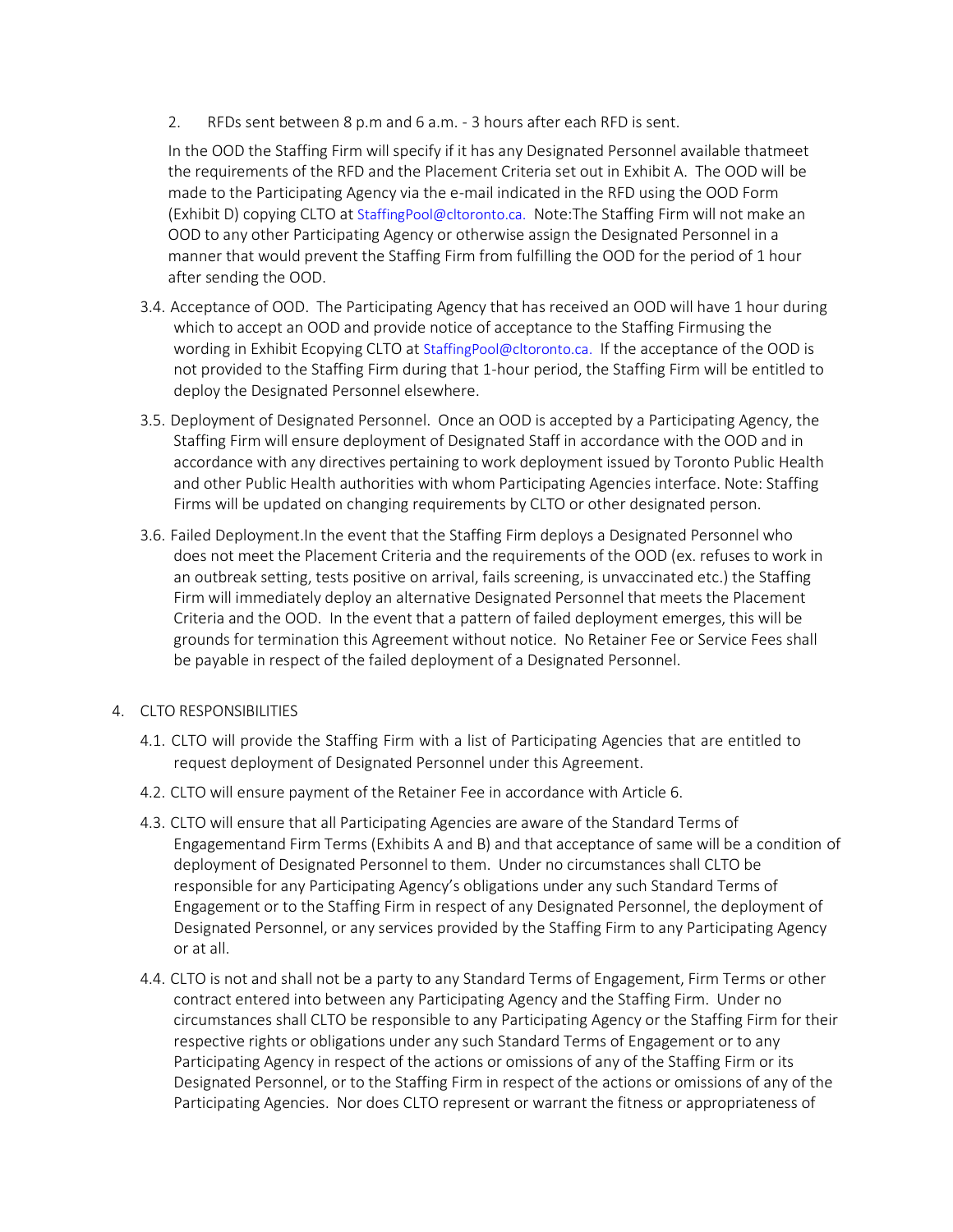2. RFDs sent between 8 p.m and 6 a.m. - 3 hours after each RFD is sent.

In the OOD the Staffing Firm will specify if it has any Designated Personnel available thatmeet the requirements of the RFD and the Placement Criteria set out in Exhibit A. The OOD will be made to the Participating Agency via the e-mail indicated in the RFD using the OOD Form (Exhibit D) copying CLTO at StaffingPool@cltoronto.ca. Note:The Staffing Firm will not make an OOD to any other Participating Agency or otherwise assign the Designated Personnel in a manner that would prevent the Staffing Firm from fulfilling the OOD for the period of 1 hour after sending the OOD.

3.4. Acceptance of OOD. The Participating Agency that has received an OOD will have 1 hour during which to accept an OOD and provide notice of acceptance to the Staffing Firmusing the wording in Exhibit Ecopying CLTO at StaffingPool@cltoronto.ca. If the acceptance of the OOD is not provided to the Staffing Firm during that 1-hour period, the Staffing Firm will be entitled to deploy the Designated Personnel elsewhere.

3.5. Deployment of Designated Personnel. Once an OOD is accepted by a Participating Agency, the Staffing Firm will ensure deployment of Designated Staff in accordance with the OOD and in accordance with any directives pertaining to work deployment issued by Toronto Public Health and other Public Health authorities with whom Participating Agencies interface. Note: Staffing Firms will be updated on changing requirements by CLTO or other designated person.

3.6. Failed Deployment.In the event that the Staffing Firm deploys a Designated Personnel who does not meet the Placement Criteria and the requirements of the OOD (ex. refuses to work in an outbreak setting, tests positive on arrival, fails screening, is unvaccinated etc.) the Staffing Firm will immediately deploy an alternative Designated Personnel that meets the Placement Criteria and the OOD. In the event that a pattern of failed deployment emerges, this will be grounds for termination this Agreement without notice. No Retainer Fee or Service Fees shall be payable in respect of the failed deployment of a Designated Personnel.

4. CLTO RESPONSIBILITIES

4.1. CLTO will provide the Staffing Firm with a list of Participating Agencies that are entitled to request deployment of Designated Personnel under this Agreement.

4.2. CLTO will ensure payment of the Retainer Fee in accordance with Article 6.

4.3. CLTO will ensure that all Participating Agencies are aware of the Standard Terms of Engagementand Firm Terms (Exhibits A and B) and that acceptance of same will be a condition of deployment of Designated Personnel to them. Under no circumstances shall CLTO be responsible for any Participating Agency's obligations under any such Standard Terms of Engagement or to the Staffing Firm in respect of any Designated Personnel, the deployment of Designated Personnel, or any services provided by the Staffing Firm to any Participating Agency or at all.

4.4. CLTO is not and shall not be a party to any Standard Terms of Engagement, Firm Terms or other contract entered into between any Participating Agency and the Staffing Firm. Under no circumstances shall CLTO be responsible to any Participating Agency or the Staffing Firm for their respective rights or obligations under any such Standard Terms of Engagement or to any Participating Agency in respect of the actions or omissions of any of the Staffing Firm or its Designated Personnel, or to the Staffing Firm in respect of the actions or omissions of any of the Participating Agencies. Nor does CLTO represent or warrant the fitness or appropriateness of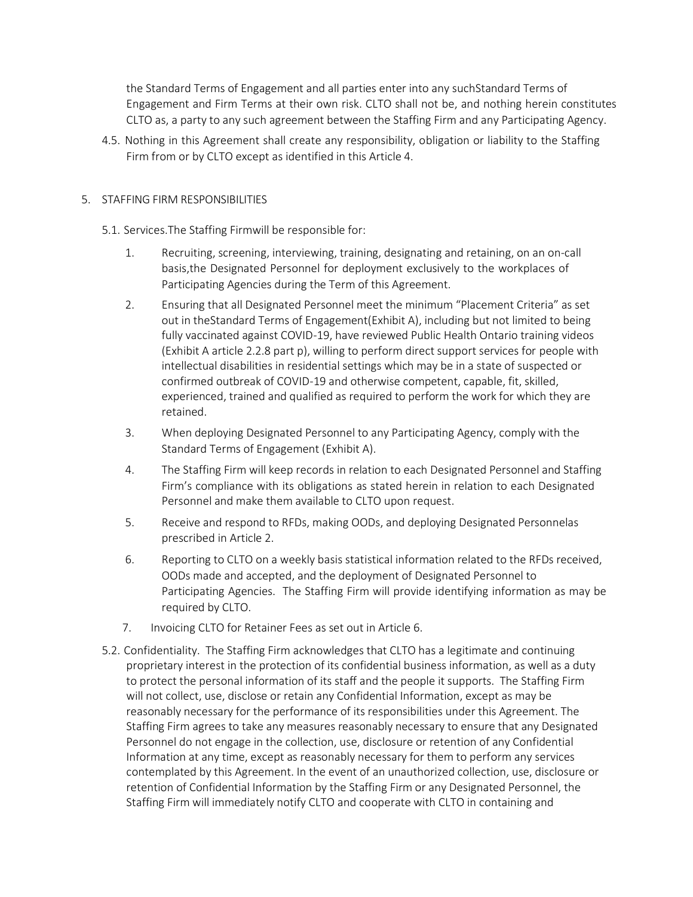the Standard Terms of Engagement and all parties enter into any suchStandard Terms of Engagement and Firm Terms at their own risk. CLTO shall not be, and nothing herein constitutes CLTO as, a party to any such agreement between the Staffing Firm and any Participating Agency.

4.5. Nothing in this Agreement shall create any responsibility, obligation or liability to the Staffing Firm from or by CLTO except as identified in this Article 4.

## 5. STAFFING FIRM RESPONSIBILITIES

5.1. Services.The Staffing Firmwill be responsible for:

1. Recruiting, screening, interviewing, training, designating and retaining, on an on-call basis,the Designated Personnel for deployment exclusively to the workplaces of Participating Agencies during the Term of this Agreement.
2. Ensuring that all Designated Personnel meet the minimum "Placement Criteria" as set out in theStandard Terms of Engagement(Exhibit A), including but not limited to being fully vaccinated against COVID-19, have reviewed Public Health Ontario training videos (Exhibit A article 2.2.8 part p), willing to perform direct support services for people with intellectual disabilities in residential settings which may be in a state of suspected or confirmed outbreak of COVID-19 and otherwise competent, capable, fit, skilled, experienced, trained and qualified as required to perform the work for which they are retained.
3. When deploying Designated Personnel to any Participating Agency, comply with the Standard Terms of Engagement (Exhibit A).
4. The Staffing Firm will keep records in relation to each Designated Personnel and Staffing Firm's compliance with its obligations as stated herein in relation to each Designated Personnel and make them available to CLTO upon request.
5. Receive and respond to RFDs, making OODs, and deploying Designated Personnelas prescribed in Article 2.
6. Reporting to CLTO on a weekly basis statistical information related to the RFDs received, OODs made and accepted, and the deployment of Designated Personnel to Participating Agencies. The Staffing Firm will provide identifying information as may be required by CLTO.
7. Invoicing CLTO for Retainer Fees as set out in Article 6.

5.2. Confidentiality. The Staffing Firm acknowledges that CLTO has a legitimate and continuing proprietary interest in the protection of its confidential business information, as well as a duty to protect the personal information of its staff and the people it supports. The Staffing Firm will not collect, use, disclose or retain any Confidential Information, except as may be reasonably necessary for the performance of its responsibilities under this Agreement. The Staffing Firm agrees to take any measures reasonably necessary to ensure that any Designated Personnel do not engage in the collection, use, disclosure or retention of any Confidential Information at any time, except as reasonably necessary for them to perform any services contemplated by this Agreement. In the event of an unauthorized collection, use, disclosure or retention of Confidential Information by the Staffing Firm or any Designated Personnel, the Staffing Firm will immediately notify CLTO and cooperate with CLTO in containing and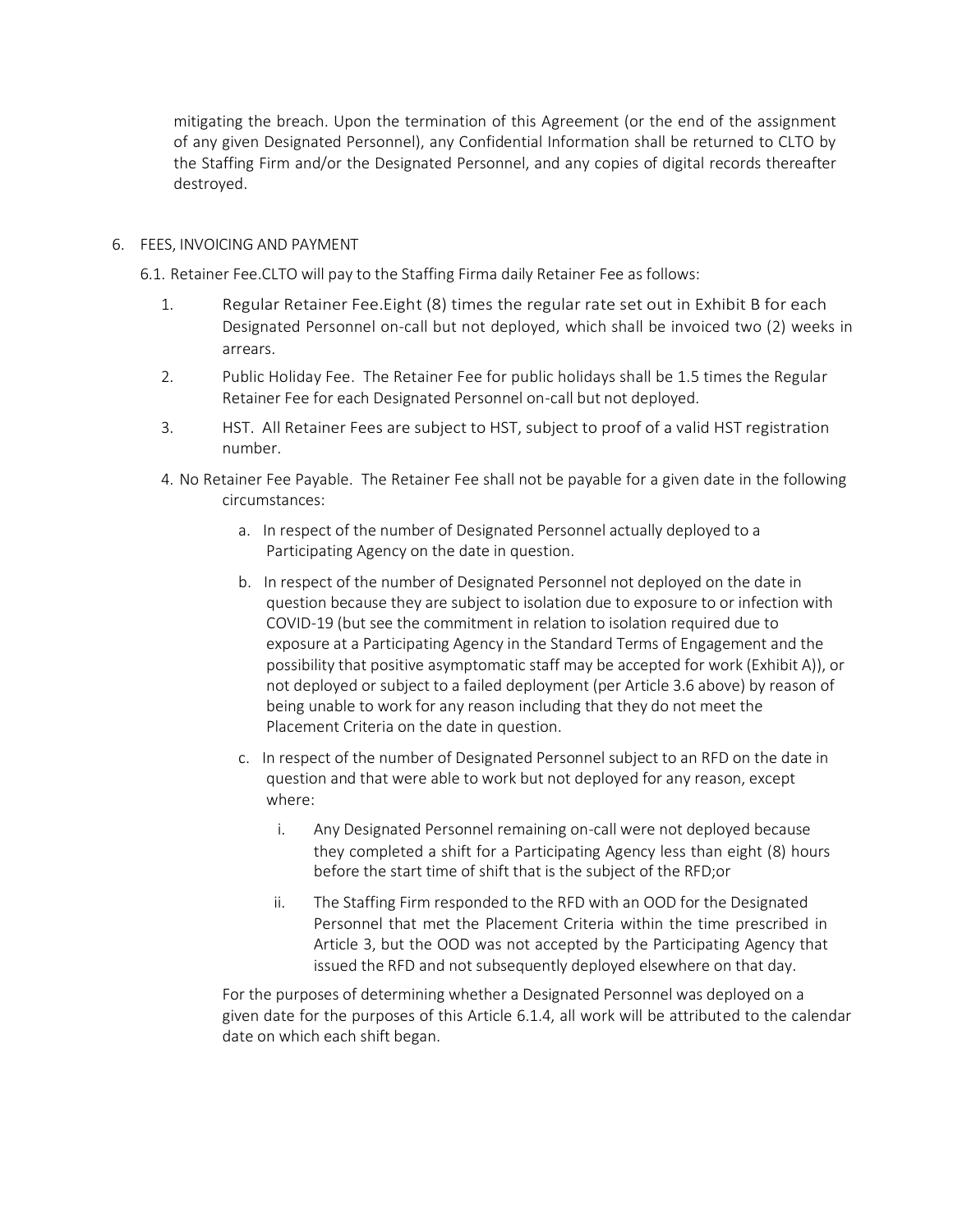mitigating the breach. Upon the termination of this Agreement (or the end of the assignment of any given Designated Personnel), any Confidential Information shall be returned to CLTO by the Staffing Firm and/or the Designated Personnel, and any copies of digital records thereafter destroyed.

6. FEES, INVOICING AND PAYMENT

6.1. Retainer Fee.CLTO will pay to the Staffing Firma daily Retainer Fee as follows:

1. Regular Retainer Fee.Eight (8) times the regular rate set out in Exhibit B for each Designated Personnel on-call but not deployed, which shall be invoiced two (2) weeks in arrears.
2. Public Holiday Fee. The Retainer Fee for public holidays shall be 1.5 times the Regular Retainer Fee for each Designated Personnel on-call but not deployed.
3. HST. All Retainer Fees are subject to HST, subject to proof of a valid HST registration number.
4. No Retainer Fee Payable. The Retainer Fee shall not be payable for a given date in the following circumstances:
   a. In respect of the number of Designated Personnel actually deployed to a Participating Agency on the date in question.
   b. In respect of the number of Designated Personnel not deployed on the date in question because they are subject to isolation due to exposure to or infection with COVID-19 (but see the commitment in relation to isolation required due to exposure at a Participating Agency in the Standard Terms of Engagement and the possibility that positive asymptomatic staff may be accepted for work (Exhibit A)), or not deployed or subject to a failed deployment (per Article 3.6 above) by reason of being unable to work for any reason including that they do not meet the Placement Criteria on the date in question.
   c. In respect of the number of Designated Personnel subject to an RFD on the date in question and that were able to work but not deployed for any reason, except where:
      i. Any Designated Personnel remaining on-call were not deployed because they completed a shift for a Participating Agency less than eight (8) hours before the start time of shift that is the subject of the RFD;or
      ii. The Staffing Firm responded to the RFD with an OOD for the Designated Personnel that met the Placement Criteria within the time prescribed in Article 3, but the OOD was not accepted by the Participating Agency that issued the RFD and not subsequently deployed elsewhere on that day.

   For the purposes of determining whether a Designated Personnel was deployed on a given date for the purposes of this Article 6.1.4, all work will be attributed to the calendar date on which each shift began.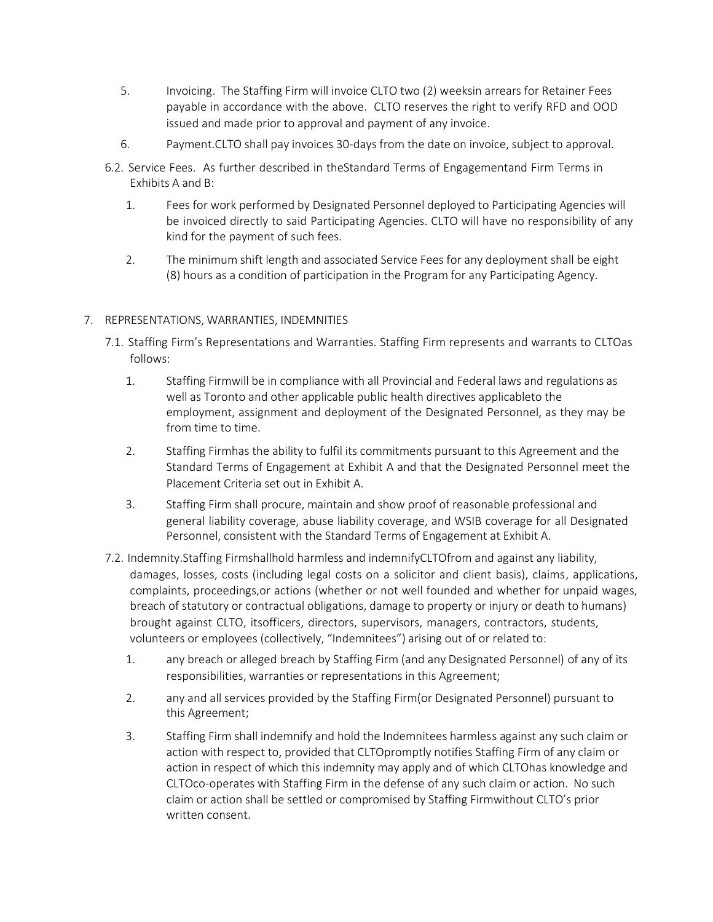5. Invoicing. The Staffing Firm will invoice CLTO two (2) weeksin arrears for Retainer Fees payable in accordance with the above. CLTO reserves the right to verify RFD and OOD issued and made prior to approval and payment of any invoice.

6. Payment.CLTO shall pay invoices 30-days from the date on invoice, subject to approval.

6.2. Service Fees. As further described in theStandard Terms of Engagementand Firm Terms in Exhibits A and B:

1. Fees for work performed by Designated Personnel deployed to Participating Agencies will be invoiced directly to said Participating Agencies. CLTO will have no responsibility of any kind for the payment of such fees.

2. The minimum shift length and associated Service Fees for any deployment shall be eight (8) hours as a condition of participation in the Program for any Participating Agency.

7. REPRESENTATIONS, WARRANTIES, INDEMNITIES

7.1. Staffing Firm's Representations and Warranties. Staffing Firm represents and warrants to CLTOas follows:

1. Staffing Firmwill be in compliance with all Provincial and Federal laws and regulations as well as Toronto and other applicable public health directives applicableto the employment, assignment and deployment of the Designated Personnel, as they may be from time to time.

2. Staffing Firmhas the ability to fulfil its commitments pursuant to this Agreement and the Standard Terms of Engagement at Exhibit A and that the Designated Personnel meet the Placement Criteria set out in Exhibit A.

3. Staffing Firm shall procure, maintain and show proof of reasonable professional and general liability coverage, abuse liability coverage, and WSIB coverage for all Designated Personnel, consistent with the Standard Terms of Engagement at Exhibit A.

7.2. Indemnity.Staffing Firmshallhold harmless and indemnifyCLTOfrom and against any liability, damages, losses, costs (including legal costs on a solicitor and client basis), claims, applications, complaints, proceedings,or actions (whether or not well founded and whether for unpaid wages, breach of statutory or contractual obligations, damage to property or injury or death to humans) brought against CLTO, itsofficers, directors, supervisors, managers, contractors, students, volunteers or employees (collectively, "Indemnitees") arising out of or related to:

1. any breach or alleged breach by Staffing Firm (and any Designated Personnel) of any of its responsibilities, warranties or representations in this Agreement;

2. any and all services provided by the Staffing Firm(or Designated Personnel) pursuant to this Agreement;

3. Staffing Firm shall indemnify and hold the Indemnitees harmless against any such claim or action with respect to, provided that CLTOpromptly notifies Staffing Firm of any claim or action in respect of which this indemnity may apply and of which CLTOhas knowledge and CLTOco-operates with Staffing Firm in the defense of any such claim or action. No such claim or action shall be settled or compromised by Staffing Firmwithout CLTO's prior written consent.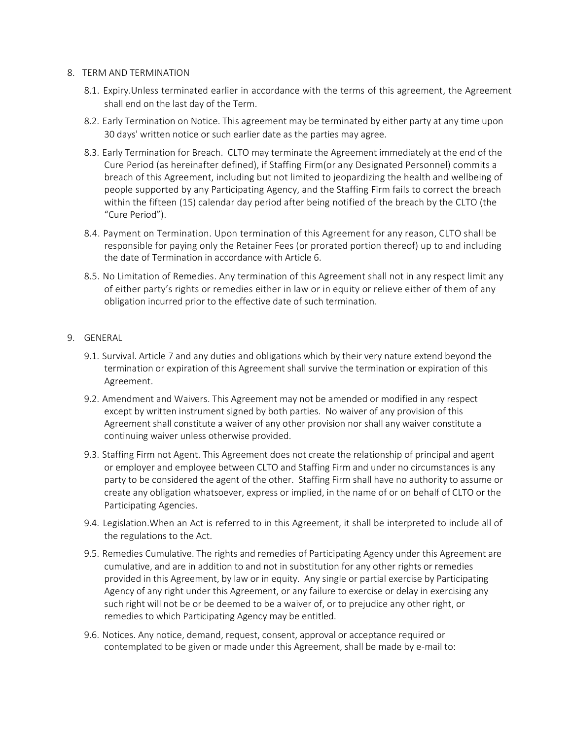8. TERM AND TERMINATION

   8.1. Expiry.Unless terminated earlier in accordance with the terms of this agreement, the Agreement shall end on the last day of the Term.

   8.2. Early Termination on Notice. This agreement may be terminated by either party at any time upon 30 days' written notice or such earlier date as the parties may agree.

   8.3. Early Termination for Breach. CLTO may terminate the Agreement immediately at the end of the Cure Period (as hereinafter defined), if Staffing Firm(or any Designated Personnel) commits a breach of this Agreement, including but not limited to jeopardizing the health and wellbeing of people supported by any Participating Agency, and the Staffing Firm fails to correct the breach within the fifteen (15) calendar day period after being notified of the breach by the CLTO (the "Cure Period").

   8.4. Payment on Termination. Upon termination of this Agreement for any reason, CLTO shall be responsible for paying only the Retainer Fees (or prorated portion thereof) up to and including the date of Termination in accordance with Article 6.

   8.5. No Limitation of Remedies. Any termination of this Agreement shall not in any respect limit any of either party's rights or remedies either in law or in equity or relieve either of them of any obligation incurred prior to the effective date of such termination.

9. GENERAL

   9.1. Survival. Article 7 and any duties and obligations which by their very nature extend beyond the termination or expiration of this Agreement shall survive the termination or expiration of this Agreement.

   9.2. Amendment and Waivers. This Agreement may not be amended or modified in any respect except by written instrument signed by both parties. No waiver of any provision of this Agreement shall constitute a waiver of any other provision nor shall any waiver constitute a continuing waiver unless otherwise provided.

   9.3. Staffing Firm not Agent. This Agreement does not create the relationship of principal and agent or employer and employee between CLTO and Staffing Firm and under no circumstances is any party to be considered the agent of the other. Staffing Firm shall have no authority to assume or create any obligation whatsoever, express or implied, in the name of or on behalf of CLTO or the Participating Agencies.

   9.4. Legislation.When an Act is referred to in this Agreement, it shall be interpreted to include all of the regulations to the Act.

   9.5. Remedies Cumulative. The rights and remedies of Participating Agency under this Agreement are cumulative, and are in addition to and not in substitution for any other rights or remedies provided in this Agreement, by law or in equity. Any single or partial exercise by Participating Agency of any right under this Agreement, or any failure to exercise or delay in exercising any such right will not be or be deemed to be a waiver of, or to prejudice any other right, or remedies to which Participating Agency may be entitled.

   9.6. Notices. Any notice, demand, request, consent, approval or acceptance required or contemplated to be given or made under this Agreement, shall be made by e-mail to: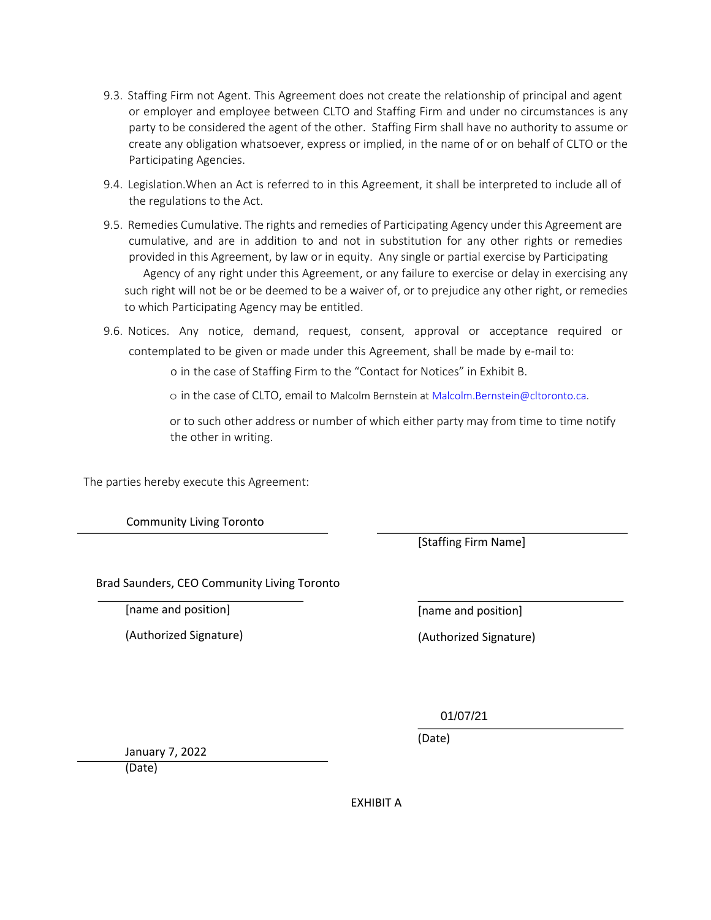9.3. Staffing Firm not Agent. This Agreement does not create the relationship of principal and agent or employer and employee between CLTO and Staffing Firm and under no circumstances is any party to be considered the agent of the other. Staffing Firm shall have no authority to assume or create any obligation whatsoever, express or implied, in the name of or on behalf of CLTO or the Participating Agencies.

9.4. Legislation.When an Act is referred to in this Agreement, it shall be interpreted to include all of the regulations to the Act.

9.5. Remedies Cumulative. The rights and remedies of Participating Agency under this Agreement are cumulative, and are in addition to and not in substitution for any other rights or remedies provided in this Agreement, by law or in equity. Any single or partial exercise by Participating Agency of any right under this Agreement, or any failure to exercise or delay in exercising any such right will not be or be deemed to be a waiver of, or to prejudice any other right, or remedies to which Participating Agency may be entitled.

9.6. Notices. Any notice, demand, request, consent, approval or acceptance required or contemplated to be given or made under this Agreement, shall be made by e-mail to:

- in the case of Staffing Firm to the "Contact for Notices" in Exhibit B.
- in the case of CLTO, email to Malcolm Bernstein at Malcolm.Bernstein@cltoronto.ca.

or to such other address or number of which either party may from time to time notify the other in writing.

The parties hereby execute this Agreement:

Community Living Toronto

[Staffing Firm Name]

Brad Saunders, CEO Community Living Toronto

[name and position]

(Authorized Signature)

[name and position]

(Authorized Signature)

01/07/21

(Date)

January 7, 2022

(Date)

EXHIBIT A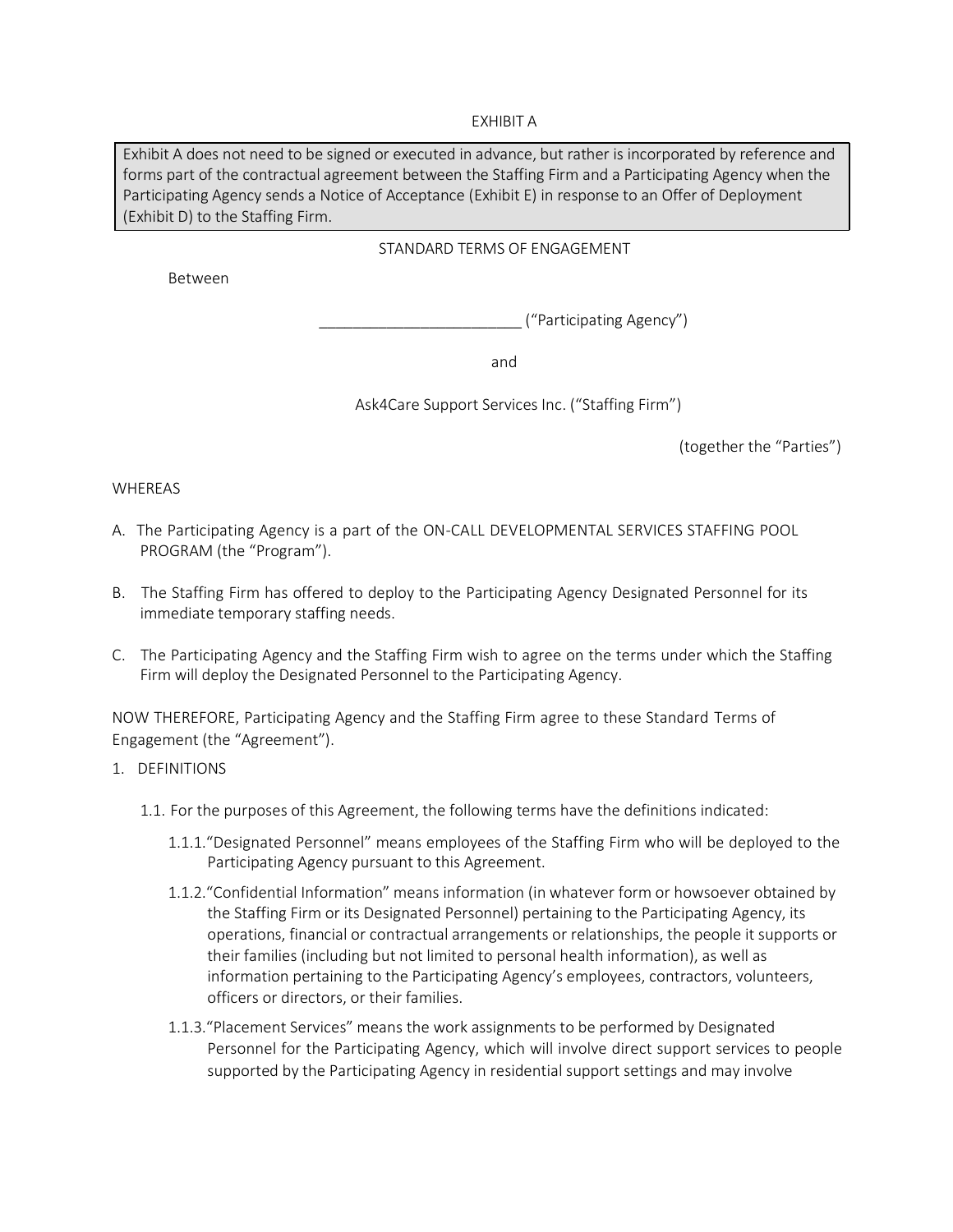EXHIBIT A

> Exhibit A does not need to be signed or executed in advance, but rather is incorporated by reference and forms part of the contractual agreement between the Staffing Firm and a Participating Agency when the Participating Agency sends a Notice of Acceptance (Exhibit E) in response to an Offer of Deployment (Exhibit D) to the Staffing Firm.

STANDARD TERMS OF ENGAGEMENT

Between

________________________ ("Participating Agency")

and

Ask4Care Support Services Inc. ("Staffing Firm")

(together the "Parties")

WHEREAS

A. The Participating Agency is a part of the ON-CALL DEVELOPMENTAL SERVICES STAFFING POOL PROGRAM (the "Program").

B. The Staffing Firm has offered to deploy to the Participating Agency Designated Personnel for its immediate temporary staffing needs.

C. The Participating Agency and the Staffing Firm wish to agree on the terms under which the Staffing Firm will deploy the Designated Personnel to the Participating Agency.

NOW THEREFORE, Participating Agency and the Staffing Firm agree to these Standard Terms of Engagement (the "Agreement").

1. DEFINITIONS

   1.1. For the purposes of this Agreement, the following terms have the definitions indicated:

      1.1.1. "Designated Personnel" means employees of the Staffing Firm who will be deployed to the Participating Agency pursuant to this Agreement.

      1.1.2. "Confidential Information" means information (in whatever form or howsoever obtained by the Staffing Firm or its Designated Personnel) pertaining to the Participating Agency, its operations, financial or contractual arrangements or relationships, the people it supports or their families (including but not limited to personal health information), as well as information pertaining to the Participating Agency's employees, contractors, volunteers, officers or directors, or their families.

      1.1.3. "Placement Services" means the work assignments to be performed by Designated Personnel for the Participating Agency, which will involve direct support services to people supported by the Participating Agency in residential support settings and may involve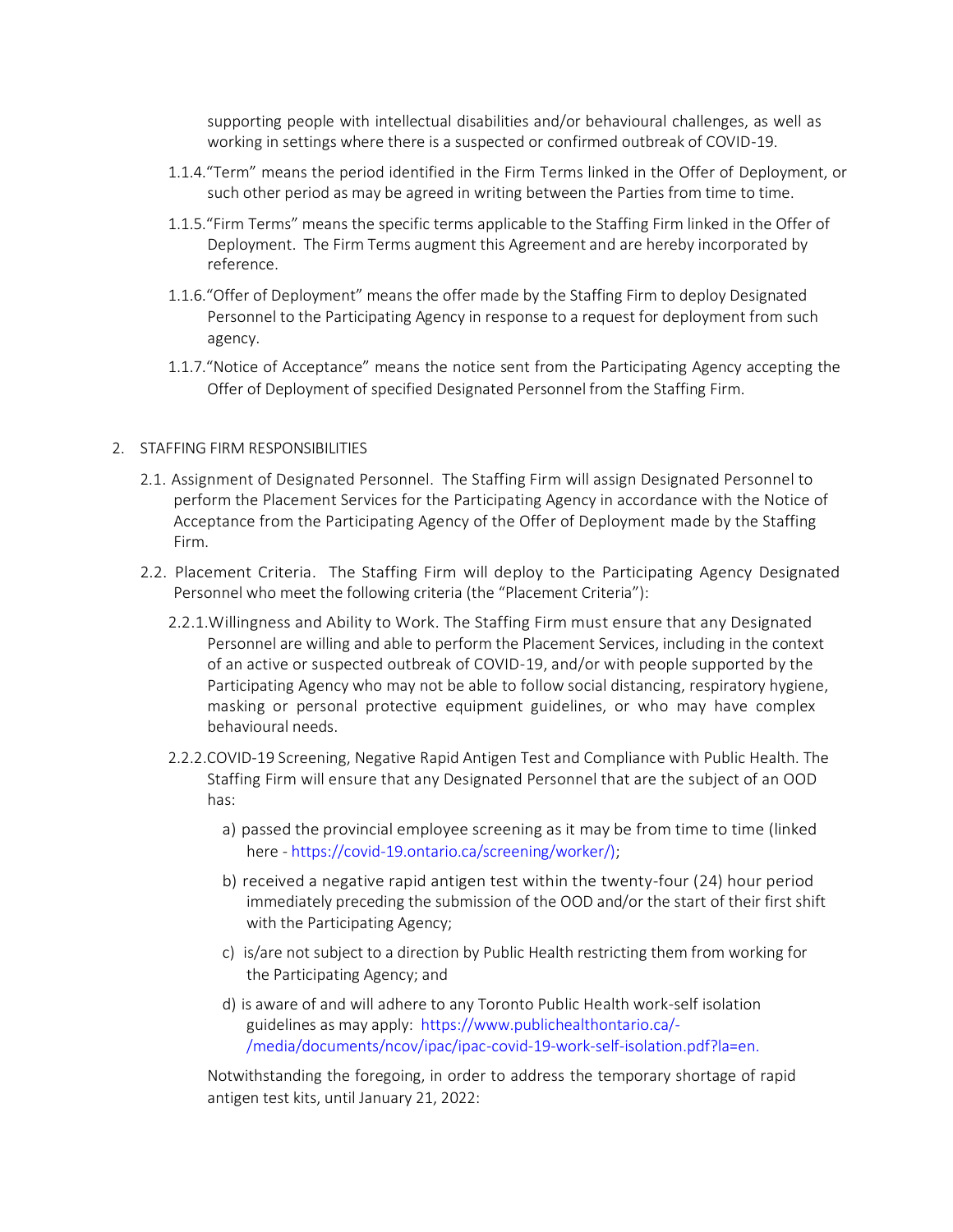supporting people with intellectual disabilities and/or behavioural challenges, as well as working in settings where there is a suspected or confirmed outbreak of COVID-19.

1.1.4. "Term" means the period identified in the Firm Terms linked in the Offer of Deployment, or such other period as may be agreed in writing between the Parties from time to time.

1.1.5. "Firm Terms" means the specific terms applicable to the Staffing Firm linked in the Offer of Deployment. The Firm Terms augment this Agreement and are hereby incorporated by reference.

1.1.6. "Offer of Deployment" means the offer made by the Staffing Firm to deploy Designated Personnel to the Participating Agency in response to a request for deployment from such agency.

1.1.7. "Notice of Acceptance" means the notice sent from the Participating Agency accepting the Offer of Deployment of specified Designated Personnel from the Staffing Firm.

2. STAFFING FIRM RESPONSIBILITIES

2.1. Assignment of Designated Personnel. The Staffing Firm will assign Designated Personnel to perform the Placement Services for the Participating Agency in accordance with the Notice of Acceptance from the Participating Agency of the Offer of Deployment made by the Staffing Firm.

2.2. Placement Criteria. The Staffing Firm will deploy to the Participating Agency Designated Personnel who meet the following criteria (the "Placement Criteria"):

2.2.1. Willingness and Ability to Work. The Staffing Firm must ensure that any Designated Personnel are willing and able to perform the Placement Services, including in the context of an active or suspected outbreak of COVID-19, and/or with people supported by the Participating Agency who may not be able to follow social distancing, respiratory hygiene, masking or personal protective equipment guidelines, or who may have complex behavioural needs.

2.2.2. COVID-19 Screening, Negative Rapid Antigen Test and Compliance with Public Health. The Staffing Firm will ensure that any Designated Personnel that are the subject of an OOD has:

a) passed the provincial employee screening as it may be from time to time (linked here - https://covid-19.ontario.ca/screening/worker/);

b) received a negative rapid antigen test within the twenty-four (24) hour period immediately preceding the submission of the OOD and/or the start of their first shift with the Participating Agency;

c) is/are not subject to a direction by Public Health restricting them from working for the Participating Agency; and

d) is aware of and will adhere to any Toronto Public Health work-self isolation guidelines as may apply: https://www.publichealthontario.ca/-/media/documents/ncov/ipac/ipac-covid-19-work-self-isolation.pdf?la=en.

Notwithstanding the foregoing, in order to address the temporary shortage of rapid antigen test kits, until January 21, 2022: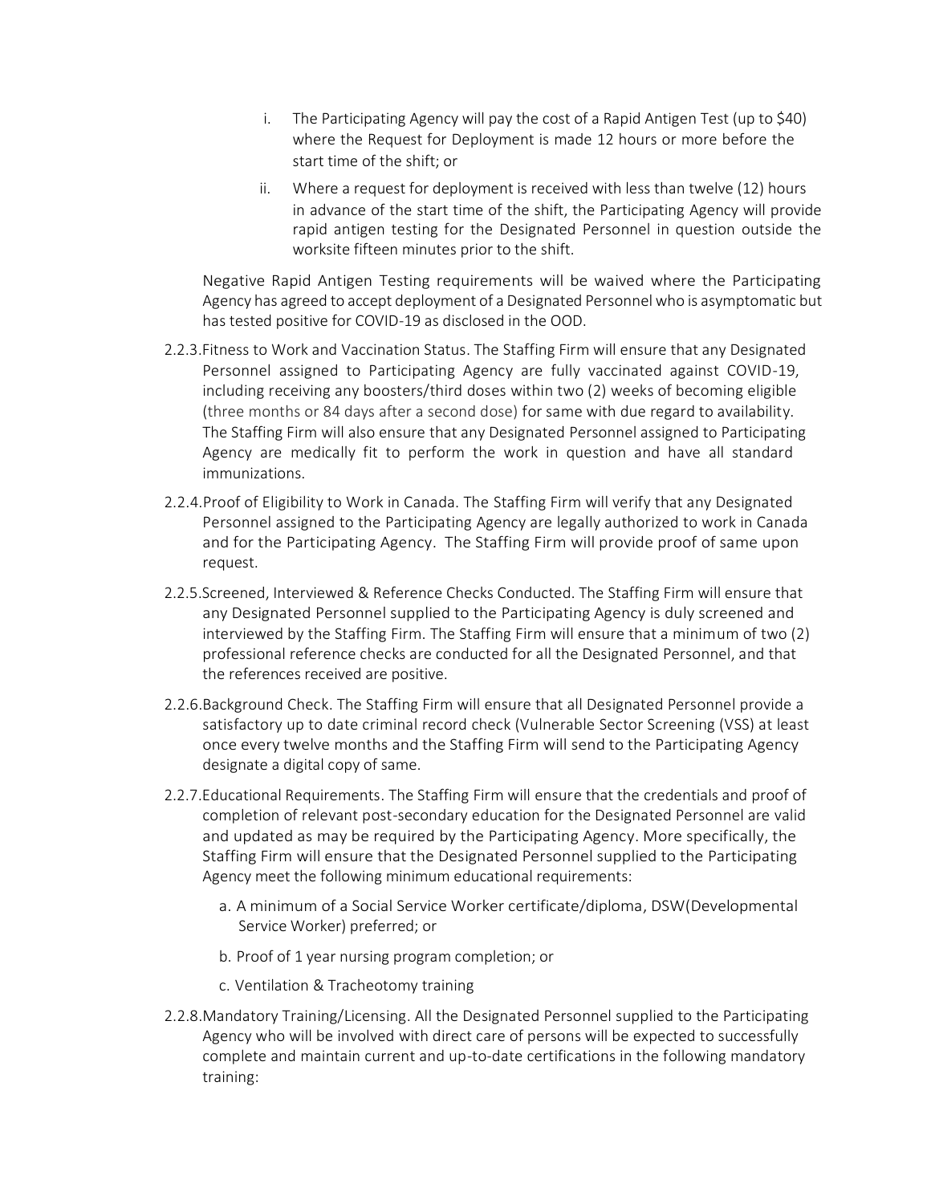i. The Participating Agency will pay the cost of a Rapid Antigen Test (up to $40) where the Request for Deployment is made 12 hours or more before the start time of the shift; or

ii. Where a request for deployment is received with less than twelve (12) hours in advance of the start time of the shift, the Participating Agency will provide rapid antigen testing for the Designated Personnel in question outside the worksite fifteen minutes prior to the shift.

Negative Rapid Antigen Testing requirements will be waived where the Participating Agency has agreed to accept deployment of a Designated Personnel who is asymptomatic but has tested positive for COVID-19 as disclosed in the OOD.

2.2.3. Fitness to Work and Vaccination Status. The Staffing Firm will ensure that any Designated Personnel assigned to Participating Agency are fully vaccinated against COVID-19, including receiving any boosters/third doses within two (2) weeks of becoming eligible (three months or 84 days after a second dose) for same with due regard to availability. The Staffing Firm will also ensure that any Designated Personnel assigned to Participating Agency are medically fit to perform the work in question and have all standard immunizations.

2.2.4. Proof of Eligibility to Work in Canada. The Staffing Firm will verify that any Designated Personnel assigned to the Participating Agency are legally authorized to work in Canada and for the Participating Agency. The Staffing Firm will provide proof of same upon request.

2.2.5. Screened, Interviewed & Reference Checks Conducted. The Staffing Firm will ensure that any Designated Personnel supplied to the Participating Agency is duly screened and interviewed by the Staffing Firm. The Staffing Firm will ensure that a minimum of two (2) professional reference checks are conducted for all the Designated Personnel, and that the references received are positive.

2.2.6. Background Check. The Staffing Firm will ensure that all Designated Personnel provide a satisfactory up to date criminal record check (Vulnerable Sector Screening (VSS) at least once every twelve months and the Staffing Firm will send to the Participating Agency designate a digital copy of same.

2.2.7. Educational Requirements. The Staffing Firm will ensure that the credentials and proof of completion of relevant post-secondary education for the Designated Personnel are valid and updated as may be required by the Participating Agency. More specifically, the Staffing Firm will ensure that the Designated Personnel supplied to the Participating Agency meet the following minimum educational requirements:

a. A minimum of a Social Service Worker certificate/diploma, DSW(Developmental Service Worker) preferred; or

b. Proof of 1 year nursing program completion; or

c. Ventilation & Tracheotomy training

2.2.8. Mandatory Training/Licensing. All the Designated Personnel supplied to the Participating Agency who will be involved with direct care of persons will be expected to successfully complete and maintain current and up-to-date certifications in the following mandatory training: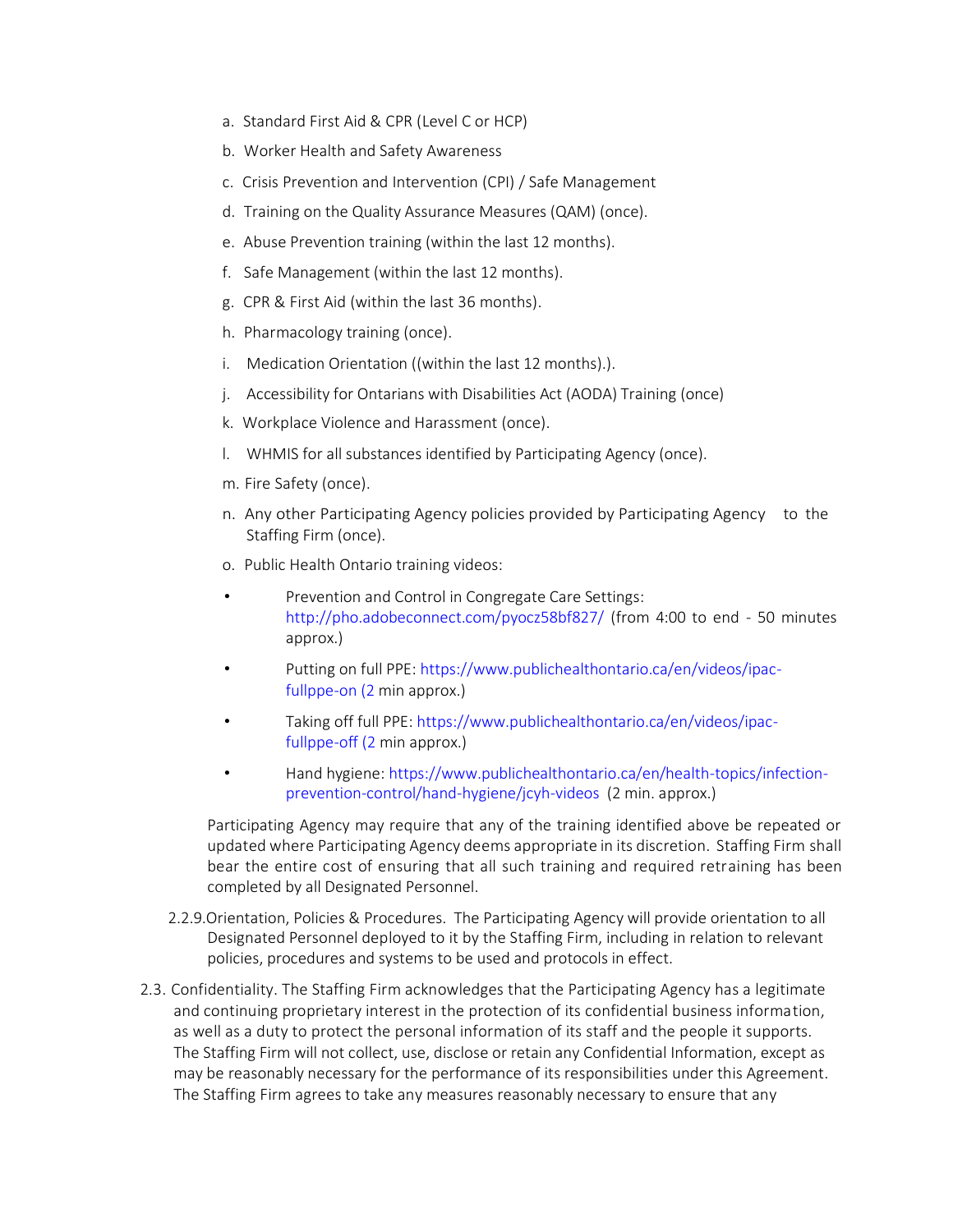a. Standard First Aid & CPR (Level C or HCP)

b. Worker Health and Safety Awareness

c. Crisis Prevention and Intervention (CPI) / Safe Management

d. Training on the Quality Assurance Measures (QAM) (once).

e. Abuse Prevention training (within the last 12 months).

f. Safe Management (within the last 12 months).

g. CPR & First Aid (within the last 36 months).

h. Pharmacology training (once).

i. Medication Orientation ((within the last 12 months).).

j. Accessibility for Ontarians with Disabilities Act (AODA) Training (once)

k. Workplace Violence and Harassment (once).

l. WHMIS for all substances identified by Participating Agency (once).

m. Fire Safety (once).

n. Any other Participating Agency policies provided by Participating Agency to the Staffing Firm (once).

o. Public Health Ontario training videos:

- Prevention and Control in Congregate Care Settings: http://pho.adobeconnect.com/pyocz58bf827/ (from 4:00 to end - 50 minutes approx.)
- Putting on full PPE: https://www.publichealthontario.ca/en/videos/ipac-fullppe-on (2 min approx.)
- Taking off full PPE: https://www.publichealthontario.ca/en/videos/ipac-fullppe-off (2 min approx.)
- Hand hygiene: https://www.publichealthontario.ca/en/health-topics/infection-prevention-control/hand-hygiene/jcyh-videos (2 min. approx.)

Participating Agency may require that any of the training identified above be repeated or updated where Participating Agency deems appropriate in its discretion. Staffing Firm shall bear the entire cost of ensuring that all such training and required retraining has been completed by all Designated Personnel.

2.2.9. Orientation, Policies & Procedures. The Participating Agency will provide orientation to all Designated Personnel deployed to it by the Staffing Firm, including in relation to relevant policies, procedures and systems to be used and protocols in effect.

2.3. Confidentiality. The Staffing Firm acknowledges that the Participating Agency has a legitimate and continuing proprietary interest in the protection of its confidential business information, as well as a duty to protect the personal information of its staff and the people it supports. The Staffing Firm will not collect, use, disclose or retain any Confidential Information, except as may be reasonably necessary for the performance of its responsibilities under this Agreement. The Staffing Firm agrees to take any measures reasonably necessary to ensure that any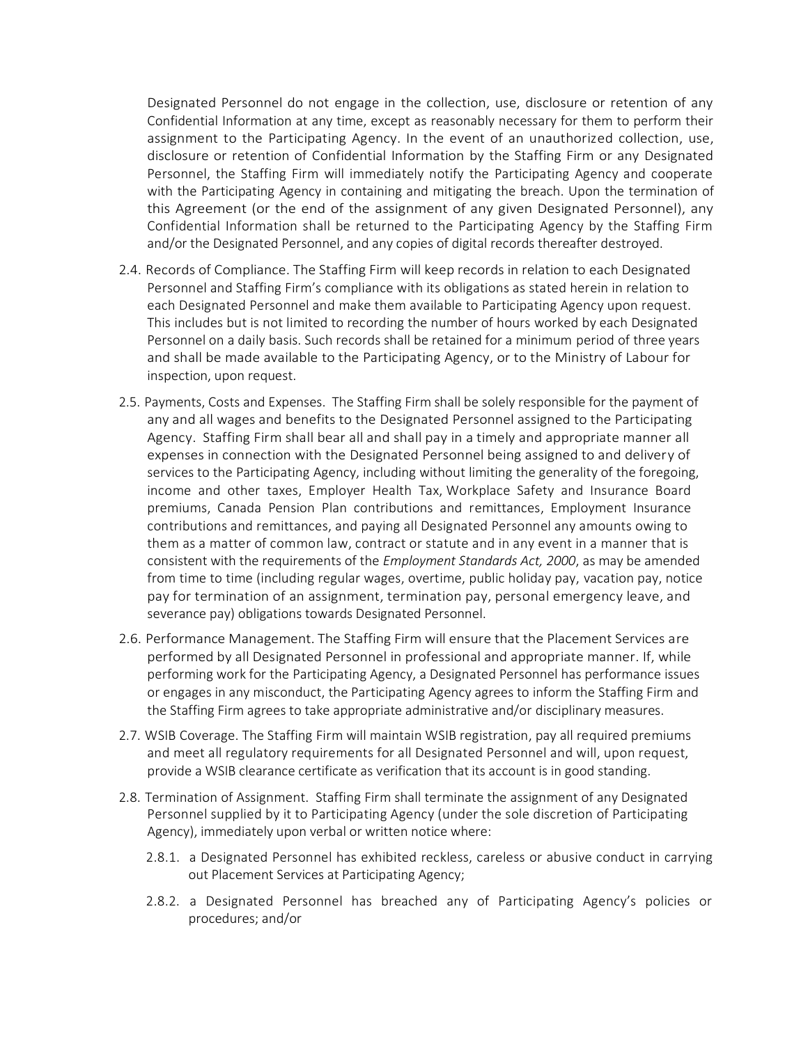Designated Personnel do not engage in the collection, use, disclosure or retention of any Confidential Information at any time, except as reasonably necessary for them to perform their assignment to the Participating Agency. In the event of an unauthorized collection, use, disclosure or retention of Confidential Information by the Staffing Firm or any Designated Personnel, the Staffing Firm will immediately notify the Participating Agency and cooperate with the Participating Agency in containing and mitigating the breach. Upon the termination of this Agreement (or the end of the assignment of any given Designated Personnel), any Confidential Information shall be returned to the Participating Agency by the Staffing Firm and/or the Designated Personnel, and any copies of digital records thereafter destroyed.

2.4. Records of Compliance. The Staffing Firm will keep records in relation to each Designated Personnel and Staffing Firm's compliance with its obligations as stated herein in relation to each Designated Personnel and make them available to Participating Agency upon request. This includes but is not limited to recording the number of hours worked by each Designated Personnel on a daily basis. Such records shall be retained for a minimum period of three years and shall be made available to the Participating Agency, or to the Ministry of Labour for inspection, upon request.

2.5. Payments, Costs and Expenses. The Staffing Firm shall be solely responsible for the payment of any and all wages and benefits to the Designated Personnel assigned to the Participating Agency. Staffing Firm shall bear all and shall pay in a timely and appropriate manner all expenses in connection with the Designated Personnel being assigned to and delivery of services to the Participating Agency, including without limiting the generality of the foregoing, income and other taxes, Employer Health Tax, Workplace Safety and Insurance Board premiums, Canada Pension Plan contributions and remittances, Employment Insurance contributions and remittances, and paying all Designated Personnel any amounts owing to them as a matter of common law, contract or statute and in any event in a manner that is consistent with the requirements of the *Employment Standards Act, 2000*, as may be amended from time to time (including regular wages, overtime, public holiday pay, vacation pay, notice pay for termination of an assignment, termination pay, personal emergency leave, and severance pay) obligations towards Designated Personnel.

2.6. Performance Management. The Staffing Firm will ensure that the Placement Services are performed by all Designated Personnel in professional and appropriate manner. If, while performing work for the Participating Agency, a Designated Personnel has performance issues or engages in any misconduct, the Participating Agency agrees to inform the Staffing Firm and the Staffing Firm agrees to take appropriate administrative and/or disciplinary measures.

2.7. WSIB Coverage. The Staffing Firm will maintain WSIB registration, pay all required premiums and meet all regulatory requirements for all Designated Personnel and will, upon request, provide a WSIB clearance certificate as verification that its account is in good standing.

2.8. Termination of Assignment. Staffing Firm shall terminate the assignment of any Designated Personnel supplied by it to Participating Firm Agency (under the sole discretion of Participating Agency), immediately upon verbal or written notice where:

2.8.1. a Designated Personnel has exhibited reckless, careless or abusive conduct in carrying out Placement Services at Participating Agency;

2.8.2. a Designated Personnel has breached any of Participating Agency's policies or procedures; and/or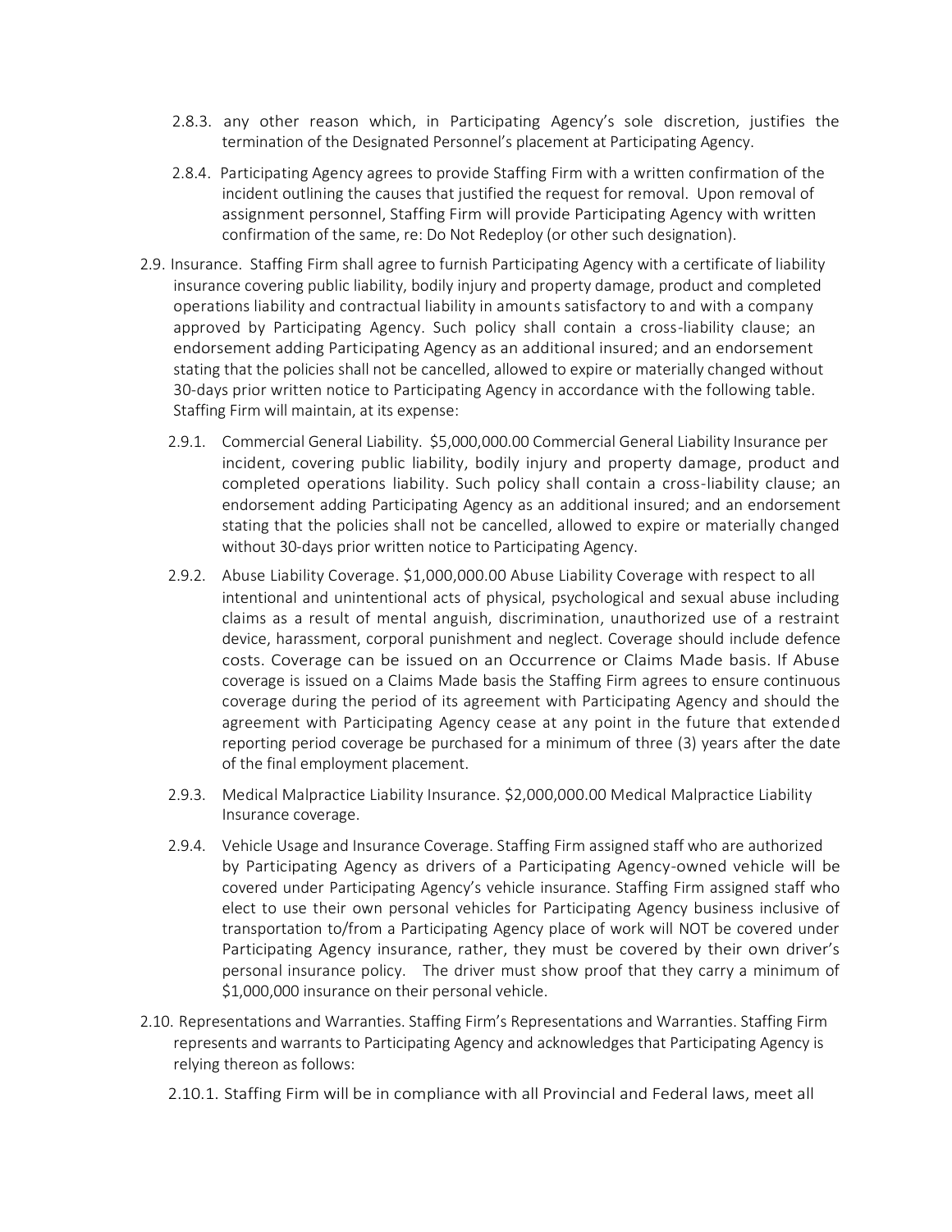2.8.3. any other reason which, in Participating Agency's sole discretion, justifies the termination of the Designated Personnel's placement at Participating Agency.

2.8.4. Participating Agency agrees to provide Staffing Firm with a written confirmation of the incident outlining the causes that justified the request for removal. Upon removal of assignment personnel, Staffing Firm will provide Participating Agency with written confirmation of the same, re: Do Not Redeploy (or other such designation).

2.9. Insurance. Staffing Firm shall agree to furnish Participating Agency with a certificate of liability insurance covering public liability, bodily injury and property damage, product and completed operations liability and contractual liability in amounts satisfactory to and with a company approved by Participating Agency. Such policy shall contain a cross-liability clause; an endorsement adding Participating Agency as an additional insured; and an endorsement stating that the policies shall not be cancelled, allowed to expire or materially changed without 30-days prior written notice to Participating Agency in accordance with the following table. Staffing Firm will maintain, at its expense:

2.9.1. Commercial General Liability. $5,000,000.00 Commercial General Liability Insurance per incident, covering public liability, bodily injury and property damage, product and completed operations liability. Such policy shall contain a cross-liability clause; an endorsement adding Participating Agency as an additional insured; and an endorsement stating that the policies shall not be cancelled, allowed to expire or materially changed without 30-days prior written notice to Participating Agency.

2.9.2. Abuse Liability Coverage. $1,000,000.00 Abuse Liability Coverage with respect to all intentional and unintentional acts of physical, psychological and sexual abuse including claims as a result of mental anguish, discrimination, unauthorized use of a restraint device, harassment, corporal punishment and neglect. Coverage should include defence costs. Coverage can be issued on an Occurrence or Claims Made basis. If Abuse coverage is issued on a Claims Made basis the Staffing Firm agrees to ensure continuous coverage during the period of its agreement with Participating Agency and should the agreement with Participating Agency cease at any point in the future that extended reporting period coverage be purchased for a minimum of three (3) years after the date of the final employment placement.

2.9.3. Medical Malpractice Liability Insurance. $2,000,000.00 Medical Malpractice Liability Insurance coverage.

2.9.4. Vehicle Usage and Insurance Coverage. Staffing Firm assigned staff who are authorized by Participating Agency as drivers of a Participating Agency-owned vehicle will be covered under Participating Agency's vehicle insurance. Staffing Firm assigned staff who elect to use their own personal vehicles for Participating Agency business inclusive of transportation to/from a Participating Agency place of work will NOT be covered under Participating Agency insurance, rather, they must be covered by their own driver's personal insurance policy. The driver must show proof that they carry a minimum of $1,000,000 insurance on their personal vehicle.

2.10. Representations and Warranties. Staffing Firm's Representations and Warranties. Staffing Firm represents and warrants to Participating Agency and acknowledges that Participating Agency is relying thereon as follows:

2.10.1. Staffing Firm will be in compliance with all Provincial and Federal laws, meet all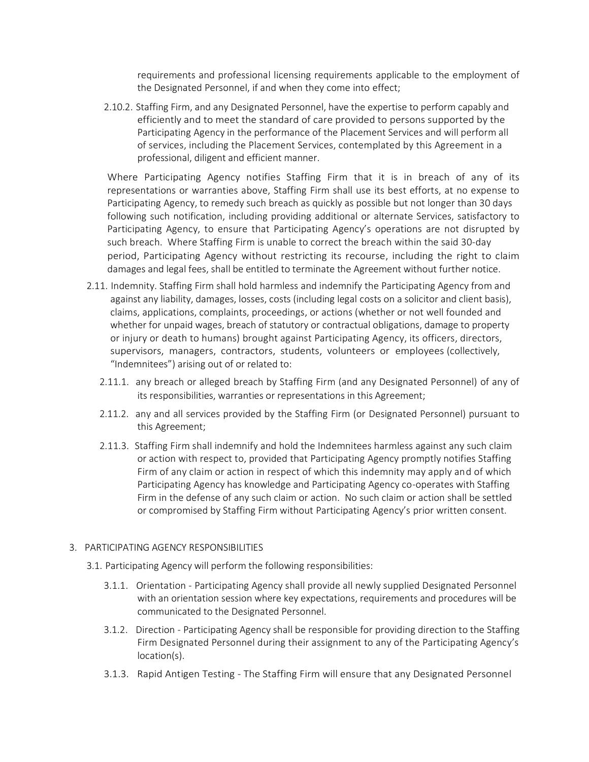requirements and professional licensing requirements applicable to the employment of the Designated Personnel, if and when they come into effect;

2.10.2. Staffing Firm, and any Designated Personnel, have the expertise to perform capably and efficiently and to meet the standard of care provided to persons supported by the Participating Agency in the performance of the Placement Services and will perform all of services, including the Placement Services, contemplated by this Agreement in a professional, diligent and efficient manner.

Where Participating Agency notifies Staffing Firm that it is in breach of any of its representations or warranties above, Staffing Firm shall use its best efforts, at no expense to Participating Agency, to remedy such breach as quickly as possible but not longer than 30 days following such notification, including providing additional or alternate Services, satisfactory to Participating Agency, to ensure that Participating Agency's operations are not disrupted by such breach. Where Staffing Firm is unable to correct the breach within the said 30-day period, Participating Agency without restricting its recourse, including the right to claim damages and legal fees, shall be entitled to terminate the Agreement without further notice.

2.11. Indemnity. Staffing Firm shall hold harmless and indemnify the Participating Agency from and against any liability, damages, losses, costs (including legal costs on a solicitor and client basis), claims, applications, complaints, proceedings, or actions (whether or not well founded and whether for unpaid wages, breach of statutory or contractual obligations, damage to property or injury or death to humans) brought against Participating Agency, its officers, directors, supervisors, managers, contractors, students, volunteers or employees (collectively, "Indemnitees") arising out of or related to:

2.11.1. any breach or alleged breach by Staffing Firm (and any Designated Personnel) of any of its responsibilities, warranties or representations in this Agreement;

2.11.2. any and all services provided by the Staffing Firm (or Designated Personnel) pursuant to this Agreement;

2.11.3. Staffing Firm shall indemnify and hold the Indemnitees harmless against any such claim or action with respect to, provided that Participating Agency promptly notifies Staffing Firm of any claim or action in respect of which this indemnity may apply and of which Participating Agency has knowledge and Participating Agency co-operates with Staffing Firm in the defense of any such claim or action. No such claim or action shall be settled or compromised by Staffing Firm without Participating Agency's prior written consent.

3. PARTICIPATING AGENCY RESPONSIBILITIES

3.1. Participating Agency will perform the following responsibilities:

3.1.1. Orientation - Participating Agency shall provide all newly supplied Designated Personnel with an orientation session where key expectations, requirements and procedures will be communicated to the Designated Personnel.

3.1.2. Direction - Participating Agency shall be responsible for providing direction to the Staffing Firm Designated Personnel during their assignment to any of the Participating Agency's location(s).

3.1.3. Rapid Antigen Testing - The Staffing Firm will ensure that any Designated Personnel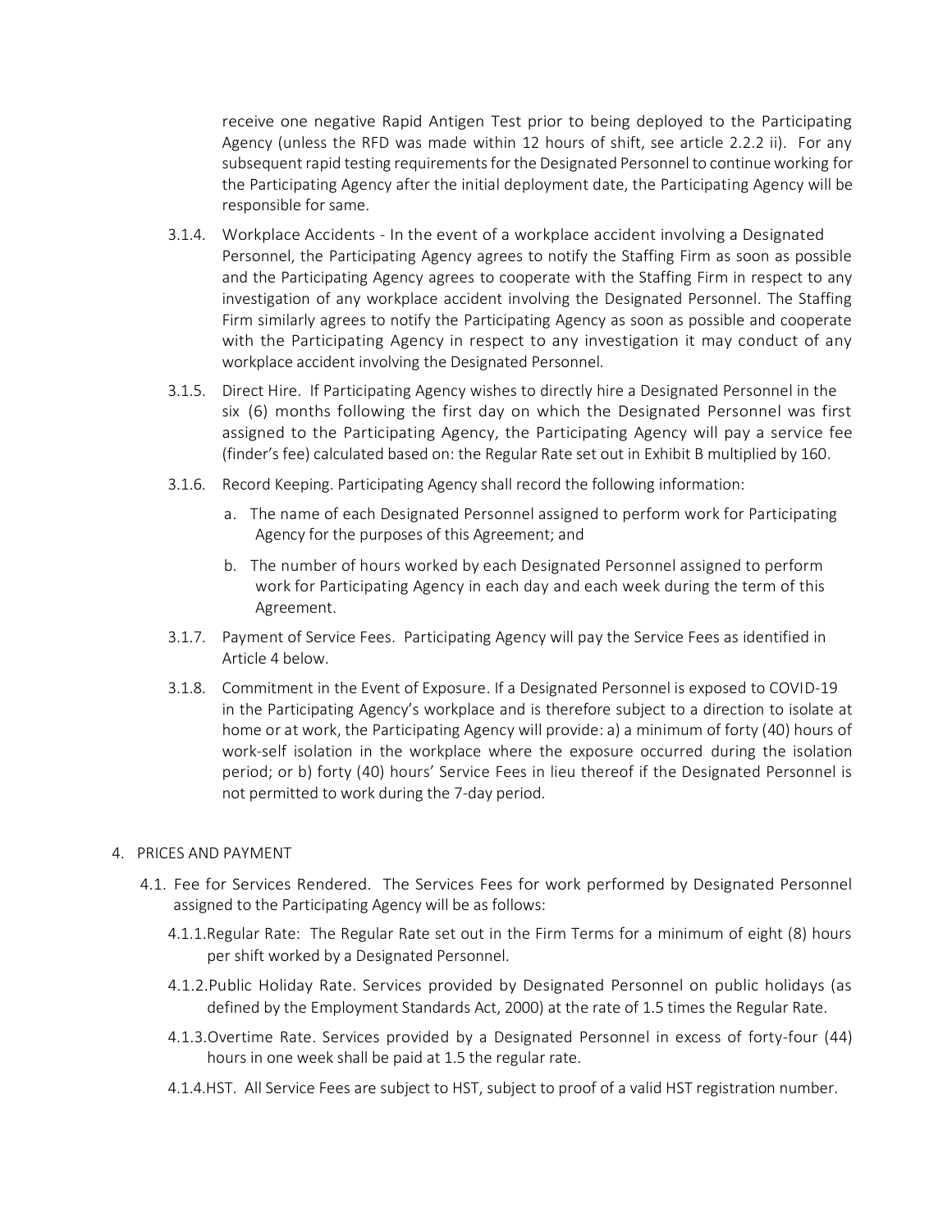receive one negative Rapid Antigen Test prior to being deployed to the Participating Agency (unless the RFD was made within 12 hours of shift, see article 2.2.2 ii). For any subsequent rapid testing requirements for the Designated Personnel to continue working for the Participating Agency after the initial deployment date, the Participating Agency will be responsible for same.

3.1.4. Workplace Accidents - In the event of a workplace accident involving a Designated Personnel, the Participating Agency agrees to notify the Staffing Firm as soon as possible and the Participating Agency agrees to cooperate with the Staffing Firm in respect to any investigation of any workplace accident involving the Designated Personnel. The Staffing Firm similarly agrees to notify the Participating Agency as soon as possible and cooperate with the Participating Agency in respect to any investigation it may conduct of any workplace accident involving the Designated Personnel.

3.1.5. Direct Hire. If Participating Agency wishes to directly hire a Designated Personnel in the six (6) months following the first day on which the Designated Personnel was first assigned to the Participating Agency, the Participating Agency will pay a service fee (finder's fee) calculated based on: the Regular Rate set out in Exhibit B multiplied by 160.

3.1.6. Record Keeping. Participating Agency shall record the following information:

a. The name of each Designated Personnel assigned to perform work for Participating Agency for the purposes of this Agreement; and

b. The number of hours worked by each Designated Personnel assigned to perform work for Participating Agency in each day and each week during the term of this Agreement.

3.1.7. Payment of Service Fees. Participating Agency will pay the Service Fees as identified in Article 4 below.

3.1.8. Commitment in the Event of Exposure. If a Designated Personnel is exposed to COVID-19 in the Participating Agency's workplace and is therefore subject to a direction to isolate at home or at work, the Participating Agency will provide: a) a minimum of forty (40) hours of work-self isolation in the workplace where the exposure occurred during the isolation period; or b) forty (40) hours' Service Fees in lieu thereof if the Designated Personnel is not permitted to work during the 7-day period.

4. PRICES AND PAYMENT

4.1. Fee for Services Rendered. The Services Fees for work performed by Designated Personnel assigned to the Participating Agency will be as follows:

4.1.1. Regular Rate: The Regular Rate set out in the Firm Terms for a minimum of eight (8) hours per shift worked by a Designated Personnel.

4.1.2. Public Holiday Rate. Services provided by Designated Personnel on public holidays (as defined by the Employment Standards Act, 2000) at the rate of 1.5 times the Regular Rate.

4.1.3. Overtime Rate. Services provided by a Designated Personnel in excess of forty-four (44) hours in one week shall be paid at 1.5 the regular rate.

4.1.4. HST. All Service Fees are subject to HST, subject to proof of a valid HST registration number.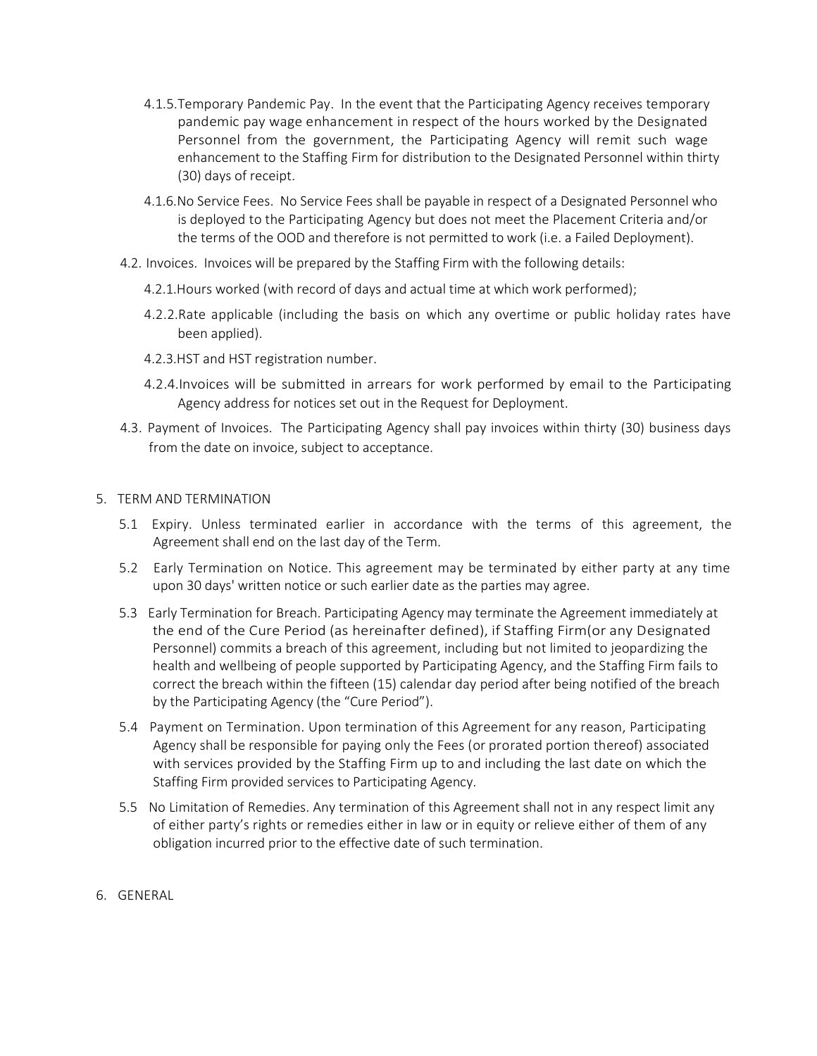4.1.5. Temporary Pandemic Pay. In the event that the Participating Agency receives temporary pandemic pay wage enhancement in respect of the hours worked by the Designated Personnel from the government, the Participating Agency will remit such wage enhancement to the Staffing Firm for distribution to the Designated Personnel within thirty (30) days of receipt.

4.1.6. No Service Fees. No Service Fees shall be payable in respect of a Designated Personnel who is deployed to the Participating Agency but does not meet the Placement Criteria and/or the terms of the OOD and therefore is not permitted to work (i.e. a Failed Deployment).

4.2. Invoices. Invoices will be prepared by the Staffing Firm with the following details:

4.2.1. Hours worked (with record of days and actual time at which work performed);

4.2.2. Rate applicable (including the basis on which any overtime or public holiday rates have been applied).

4.2.3. HST and HST registration number.

4.2.4. Invoices will be submitted in arrears for work performed by email to the Participating Agency address for notices set out in the Request for Deployment.

4.3. Payment of Invoices. The Participating Agency shall pay invoices within thirty (30) business days from the date on invoice, subject to acceptance.

5. TERM AND TERMINATION

5.1 Expiry. Unless terminated earlier in accordance with the terms of this agreement, the Agreement shall end on the last day of the Term.

5.2 Early Termination on Notice. This agreement may be terminated by either party at any time upon 30 days' written notice or such earlier date as the parties may agree.

5.3 Early Termination for Breach. Participating Agency may terminate the Agreement immediately at the end of the Cure Period (as hereinafter defined), if Staffing Firm(or any Designated Personnel) commits a breach of this agreement, including but not limited to jeopardizing the health and wellbeing of people supported by Participating Agency, and the Staffing Firm fails to correct the breach within the fifteen (15) calendar day period after being notified of the breach by the Participating Agency (the "Cure Period").

5.4 Payment on Termination. Upon termination of this Agreement for any reason, Participating Agency shall be responsible for paying only the Fees (or prorated portion thereof) associated with services provided by the Staffing Firm up to and including the last date on which the Staffing Firm provided services to Participating Agency.

5.5 No Limitation of Remedies. Any termination of this Agreement shall not in any respect limit any of either party's rights or remedies either in law or in equity or relieve either of them of any obligation incurred prior to the effective date of such termination.

6. GENERAL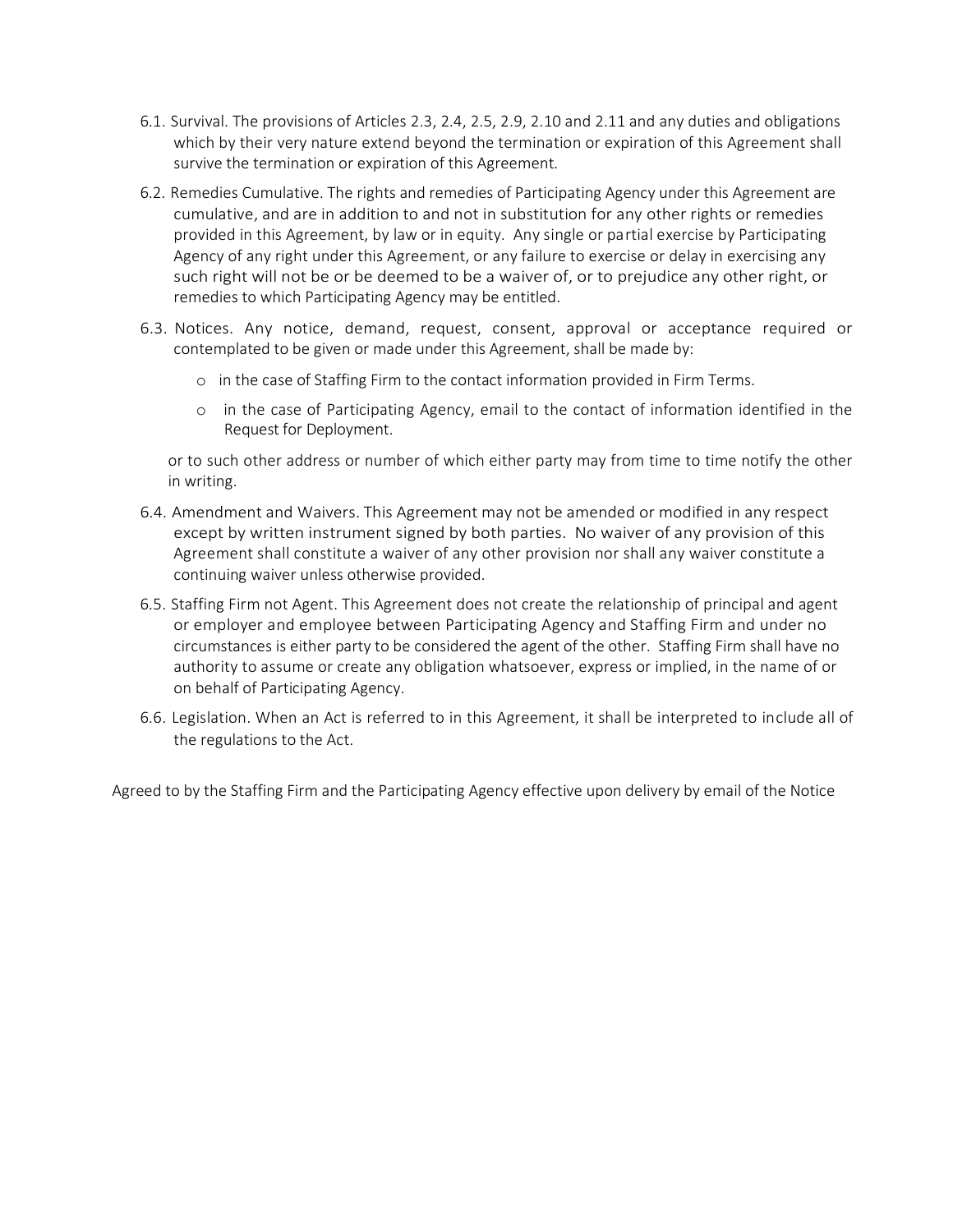6.1. Survival. The provisions of Articles 2.3, 2.4, 2.5, 2.9, 2.10 and 2.11 and any duties and obligations which by their very nature extend beyond the termination or expiration of this Agreement shall survive the termination or expiration of this Agreement.

6.2. Remedies Cumulative. The rights and remedies of Participating Agency under this Agreement are cumulative, and are in addition to and not in substitution for any other rights or remedies provided in this Agreement, by law or in equity. Any single or partial exercise by Participating Agency of any right under this Agreement, or any failure to exercise or delay in exercising any such right will not be or be deemed to be a waiver of, or to prejudice any other right, or remedies to which Participating Agency may be entitled.

6.3. Notices. Any notice, demand, request, consent, approval or acceptance required or contemplated to be given or made under this Agreement, shall be made by:

- in the case of Staffing Firm to the contact information provided in Firm Terms.
- in the case of Participating Agency, email to the contact of information identified in the Request for Deployment.

or to such other address or number of which either party may from time to time notify the other in writing.

6.4. Amendment and Waivers. This Agreement may not be amended or modified in any respect except by written instrument signed by both parties. No waiver of any provision of this Agreement shall constitute a waiver of any other provision nor shall any waiver constitute a continuing waiver unless otherwise provided.

6.5. Staffing Firm not Agent. This Agreement does not create the relationship of principal and agent or employer and employee between Participating Agency and Staffing Firm and under no circumstances is either party to be considered the agent of the other. Staffing Firm shall have no authority to assume or create any obligation whatsoever, express or implied, in the name of or on behalf of Participating Agency.

6.6. Legislation. When an Act is referred to in this Agreement, it shall be interpreted to include all of the regulations to the Act.

Agreed to by the Staffing Firm and the Participating Agency effective upon delivery by email of the Notice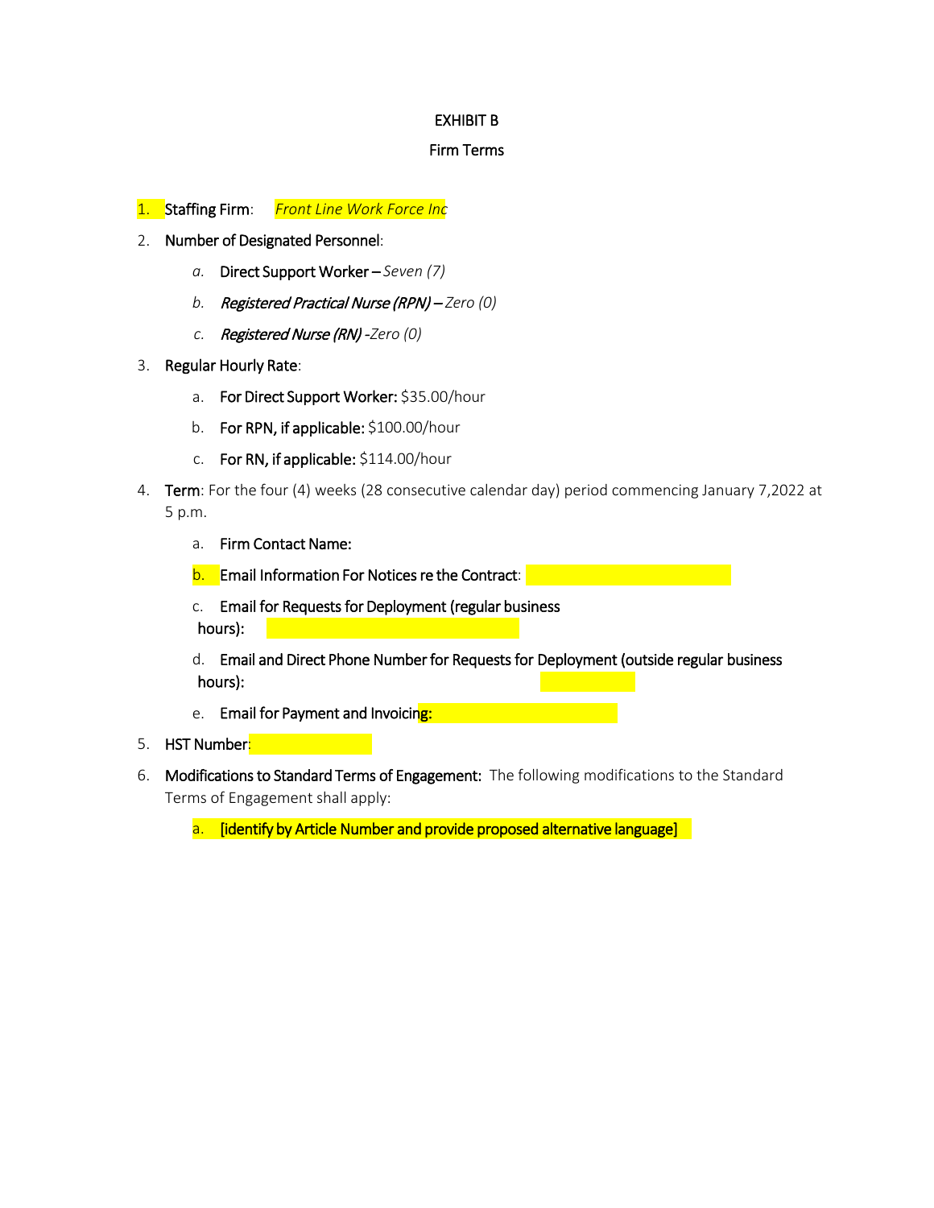EXHIBIT B

Firm Terms

1. **Staffing Firm**: *Front Line Work Force Inc*
2. **Number of Designated Personnel**:
   - *a.* **Direct Support Worker** – *Seven (7)*
   - *b.* ***Registered Practical Nurse (RPN)*** – *Zero (0)*
   - *c.* ***Registered Nurse (RN)*** *-Zero (0)*
3. **Regular Hourly Rate**:
   - a. **For Direct Support Worker:** $35.00/hour
   - b. **For RPN, if applicable:** $100.00/hour
   - c. **For RN, if applicable:** $114.00/hour
4. **Term**: For the four (4) weeks (28 consecutive calendar day) period commencing January 7,2022 at 5 p.m.
   - a. **Firm Contact Name:**
   - b. **Email Information For Notices re the Contract**:
   - c. **Email for Requests for Deployment (regular business hours):**
   - d. **Email and Direct Phone Number for Requests for Deployment (outside regular business hours):**
   - e. **Email for Payment and Invoicing:**
5. **HST Number**:
6. **Modifications to Standard Terms of Engagement:** The following modifications to the Standard Terms of Engagement shall apply:
   - a. **[identify by Article Number and provide proposed alternative language]**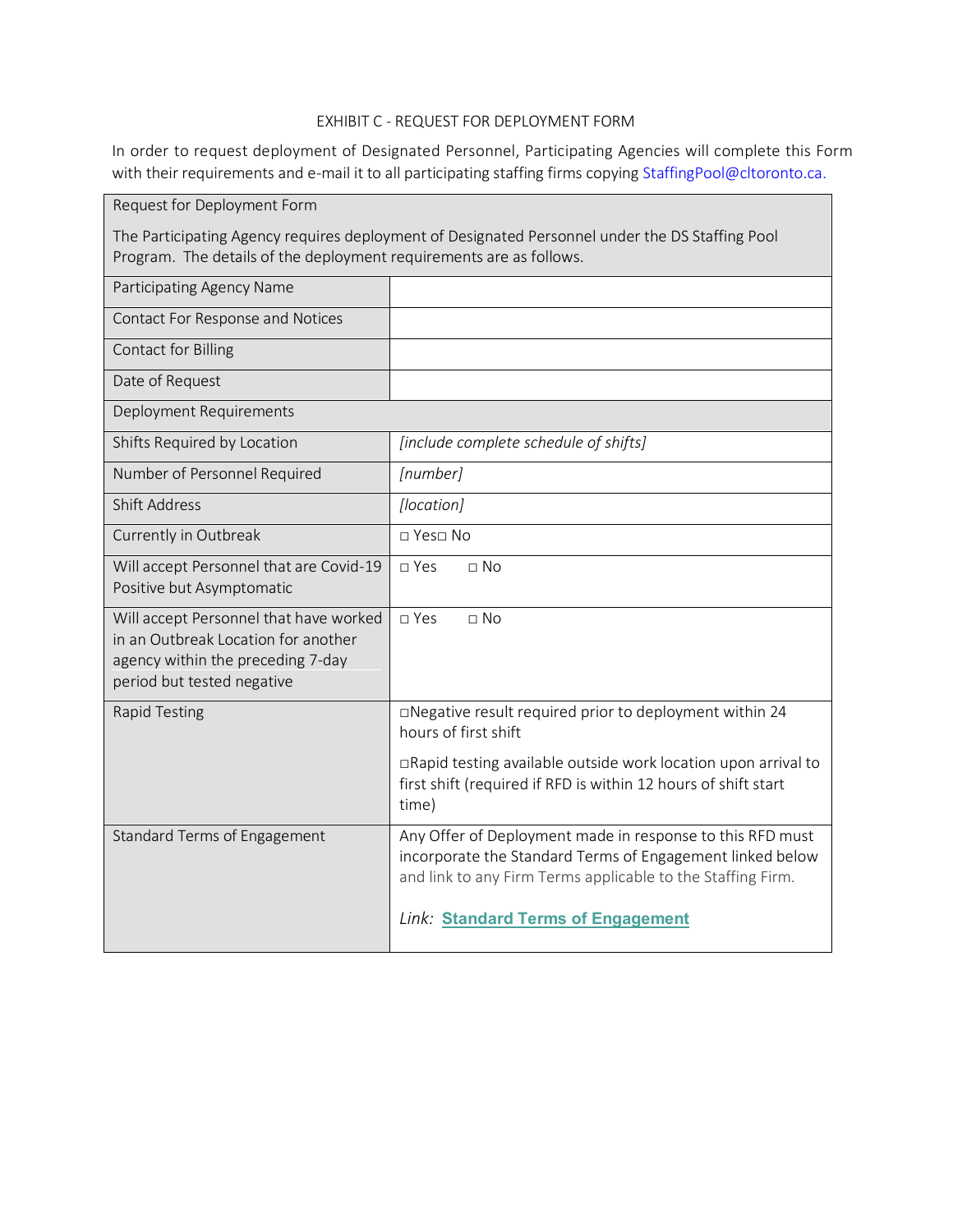EXHIBIT C - REQUEST FOR DEPLOYMENT FORM

In order to request deployment of Designated Personnel, Participating Agencies will complete this Form with their requirements and e-mail it to all participating staffing firms copying StaffingPool@cltoronto.ca.

| Request for Deployment Form<br><br>The Participating Agency requires deployment of Designated Personnel under the DS Staffing Pool Program. The details of the deployment requirements are as follows. | |
|---|---|
| Participating Agency Name | |
| Contact For Response and Notices | |
| Contact for Billing | |
| Date of Request | |
| Deployment Requirements | |
| Shifts Required by Location | *[include complete schedule of shifts]* |
| Number of Personnel Required | *[number]* |
| Shift Address | *[location]* |
| Currently in Outbreak | □ Yes□ No |
| Will accept Personnel that are Covid-19 Positive but Asymptomatic | □ Yes □ No |
| Will accept Personnel that have worked in an Outbreak Location for another agency within the preceding 7-day period but tested negative | □ Yes □ No |
| Rapid Testing | □Negative result required prior to deployment within 24 hours of first shift<br><br>□Rapid testing available outside work location upon arrival to first shift (required if RFD is within 12 hours of shift start time) |
| Standard Terms of Engagement | Any Offer of Deployment made in response to this RFD must incorporate the Standard Terms of Engagement linked below and link to any Firm Terms applicable to the Staffing Firm.<br><br>*Link:* **Standard Terms of Engagement** |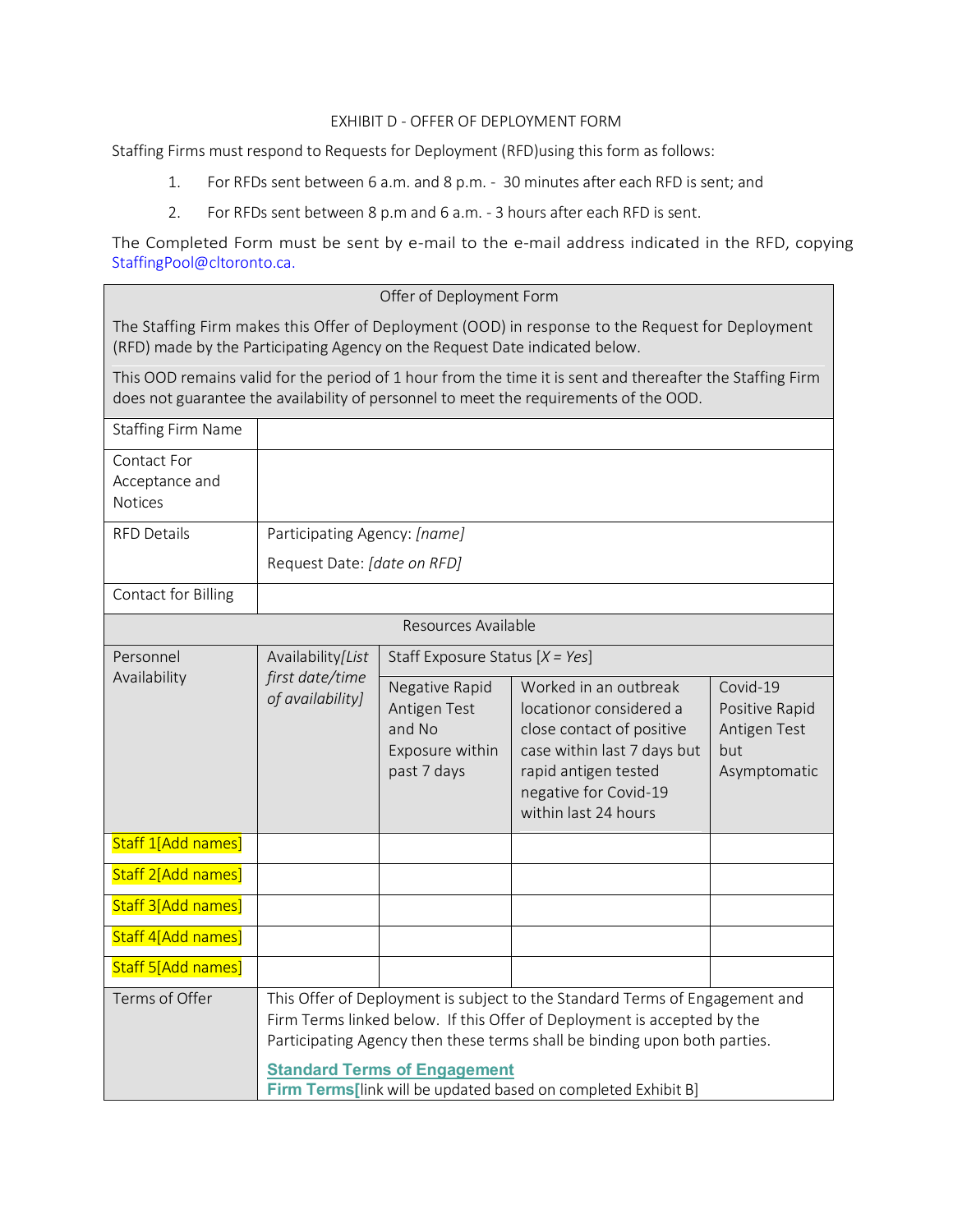EXHIBIT D - OFFER OF DEPLOYMENT FORM

Staffing Firms must respond to Requests for Deployment (RFD)using this form as follows:

1. For RFDs sent between 6 a.m. and 8 p.m. - 30 minutes after each RFD is sent; and
2. For RFDs sent between 8 p.m and 6 a.m. - 3 hours after each RFD is sent.

The Completed Form must be sent by e-mail to the e-mail address indicated in the RFD, copying StaffingPool@cltoronto.ca.

| Offer of Deployment Form | | | | |
|---|---|---|---|---|
| The Staffing Firm makes this Offer of Deployment (OOD) in response to the Request for Deployment (RFD) made by the Participating Agency on the Request Date indicated below.<br><br>This OOD remains valid for the period of 1 hour from the time it is sent and thereafter the Staffing Firm does not guarantee the availability of personnel to meet the requirements of the OOD. | | | | |
| Staffing Firm Name | | | | |
| Contact For Acceptance and Notices | | | | |
| RFD Details | Participating Agency: *[name]*<br>Request Date: *[date on RFD]* | | | |
| Contact for Billing | | | | |
| Resources Available | | | | |
| Personnel Availability | Availability*[List first date/time of availability]* | Staff Exposure Status [*X = Yes*] | | |
| | | Negative Rapid Antigen Test and No Exposure within past 7 days | Worked in an outbreak locationor considered a close contact of positive case within last 7 days but rapid antigen tested negative for Covid-19 within last 24 hours | Covid-19 Positive Rapid Antigen Test but Asymptomatic |
| Staff 1[Add names] | | | | |
| Staff 2[Add names] | | | | |
| Staff 3[Add names] | | | | |
| Staff 4[Add names] | | | | |
| Staff 5[Add names] | | | | |
| Terms of Offer | This Offer of Deployment is subject to the Standard Terms of Engagement and Firm Terms linked below. If this Offer of Deployment is accepted by the Participating Agency then these terms shall be binding upon both parties.<br><br>**Standard Terms of Engagement**<br>**Firm Terms[**link will be updated based on completed Exhibit B] | | | |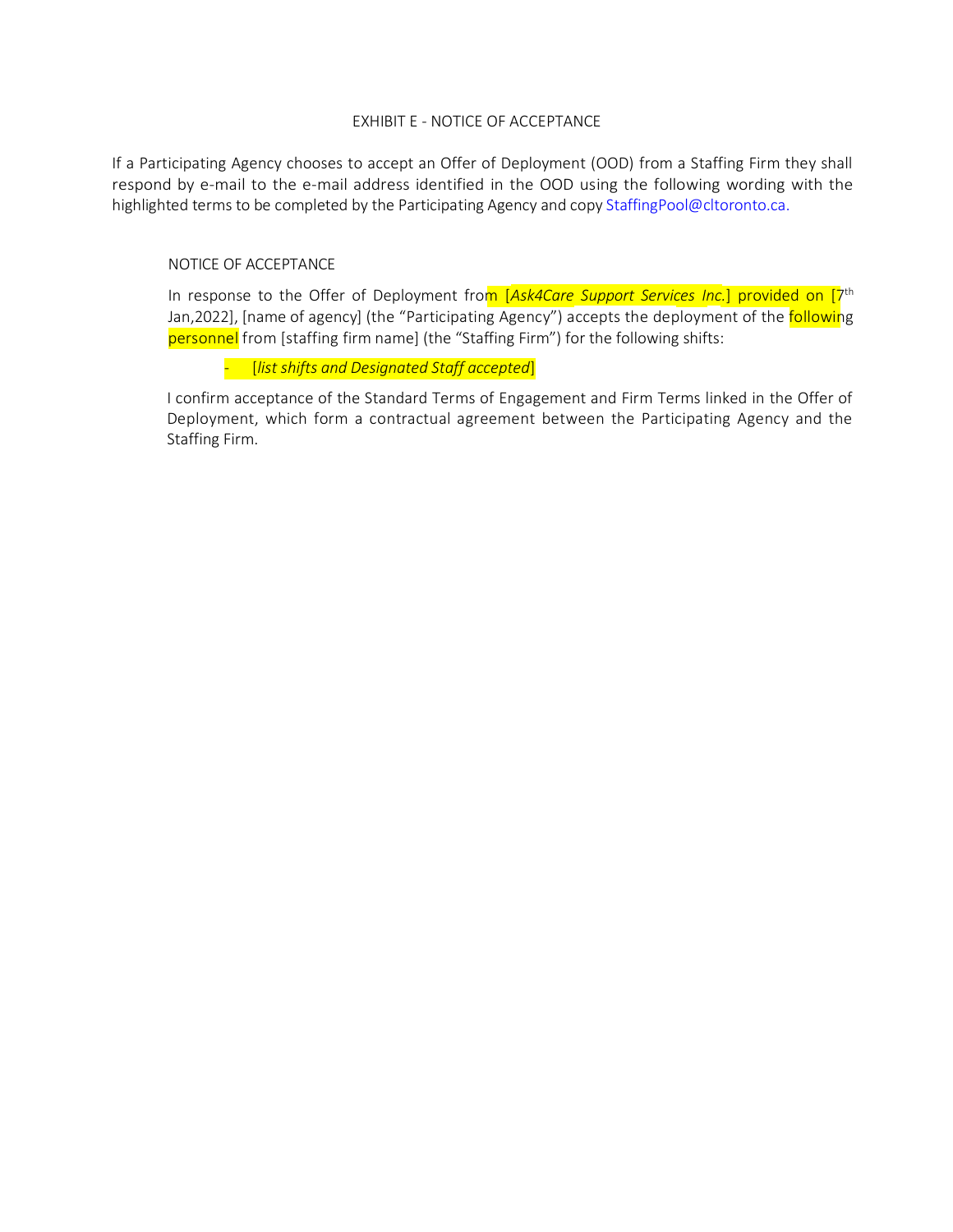EXHIBIT E - NOTICE OF ACCEPTANCE

If a Participating Agency chooses to accept an Offer of Deployment (OOD) from a Staffing Firm they shall respond by e-mail to the e-mail address identified in the OOD using the following wording with the highlighted terms to be completed by the Participating Agency and copy StaffingPool@cltoronto.ca.

NOTICE OF ACCEPTANCE

In response to the Offer of Deployment from [*Ask4Care Support Services Inc.*] provided on [7th Jan,2022], [name of agency] (the "Participating Agency") accepts the deployment of the following personnel from [staffing firm name] (the "Staffing Firm") for the following shifts:

- [*list shifts and Designated Staff accepted*]

I confirm acceptance of the Standard Terms of Engagement and Firm Terms linked in the Offer of Deployment, which form a contractual agreement between the Participating Agency and the Staffing Firm.